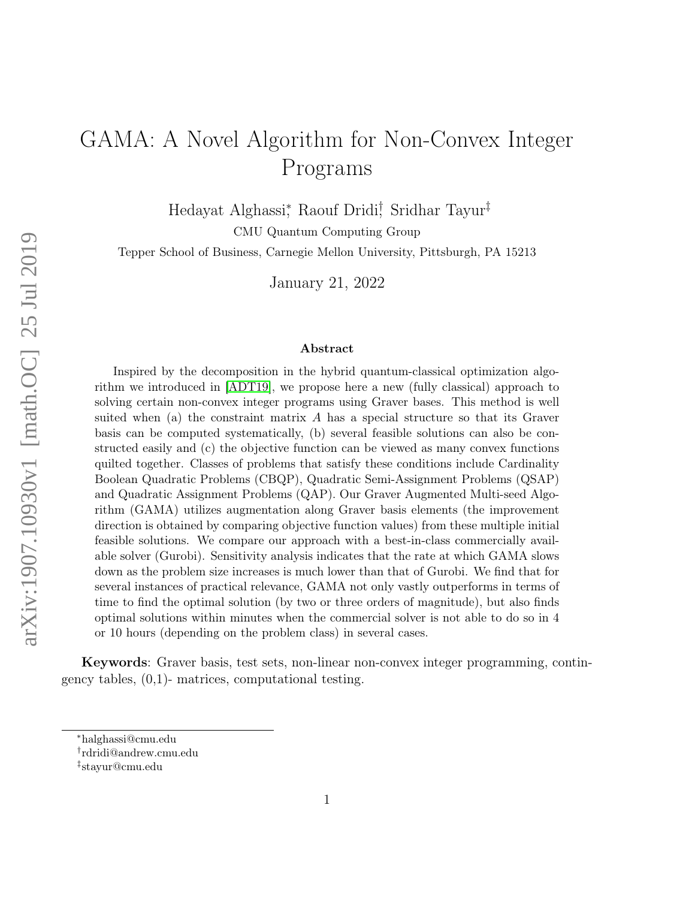# GAMA: A Novel Algorithm for Non-Convex Integer Programs

Hedayat Alghassi[*], Raouf Dridi[†], Sridhar Tayur[‡]

CMU Quantum Computing Group

Tepper School of Business, Carnegie Mellon University, Pittsburgh, PA 15213

January 21, 2022

### Abstract

Inspired by the decomposition in the hybrid quantum-classical optimization algorithm we introduced in [ADT19], we propose here a new (fully classical) approach to solving certain non-convex integer programs using Graver bases. This method is well suited when (a) the constraint matrix $A$ has a special structure so that its Graver basis can be computed systematically, (b) several feasible solutions can also be constructed easily and (c) the objective function can be viewed as many convex functions quilted together. Classes of problems that satisfy these conditions include Cardinality Boolean Quadratic Problems (CBQP), Quadratic Semi-Assignment Problems (QSAP) and Quadratic Assignment Problems (QAP). Our Graver Augmented Multi-seed Algorithm (GAMA) utilizes augmentation along Graver basis elements (the improvement direction is obtained by comparing objective function values) from these multiple initial feasible solutions. We compare our approach with a best-in-class commercially available solver (Gurobi). Sensitivity analysis indicates that the rate at which GAMA slows down as the problem size increases is much lower than that of Gurobi. We find that for several instances of practical relevance, GAMA not only vastly outperforms in terms of time to find the optimal solution (by two or three orders of magnitude), but also finds optimal solutions within minutes when the commercial solver is not able to do so in 4 or 10 hours (depending on the problem class) in several cases.

**Keywords**: Graver basis, test sets, non-linear non-convex integer programming, contingency tables, (0,1)- matrices, computational testing.

[*]halghassi@cmu.edu

[†]rdridi@andrew.cmu.edu

[‡]stayur@cmu.edu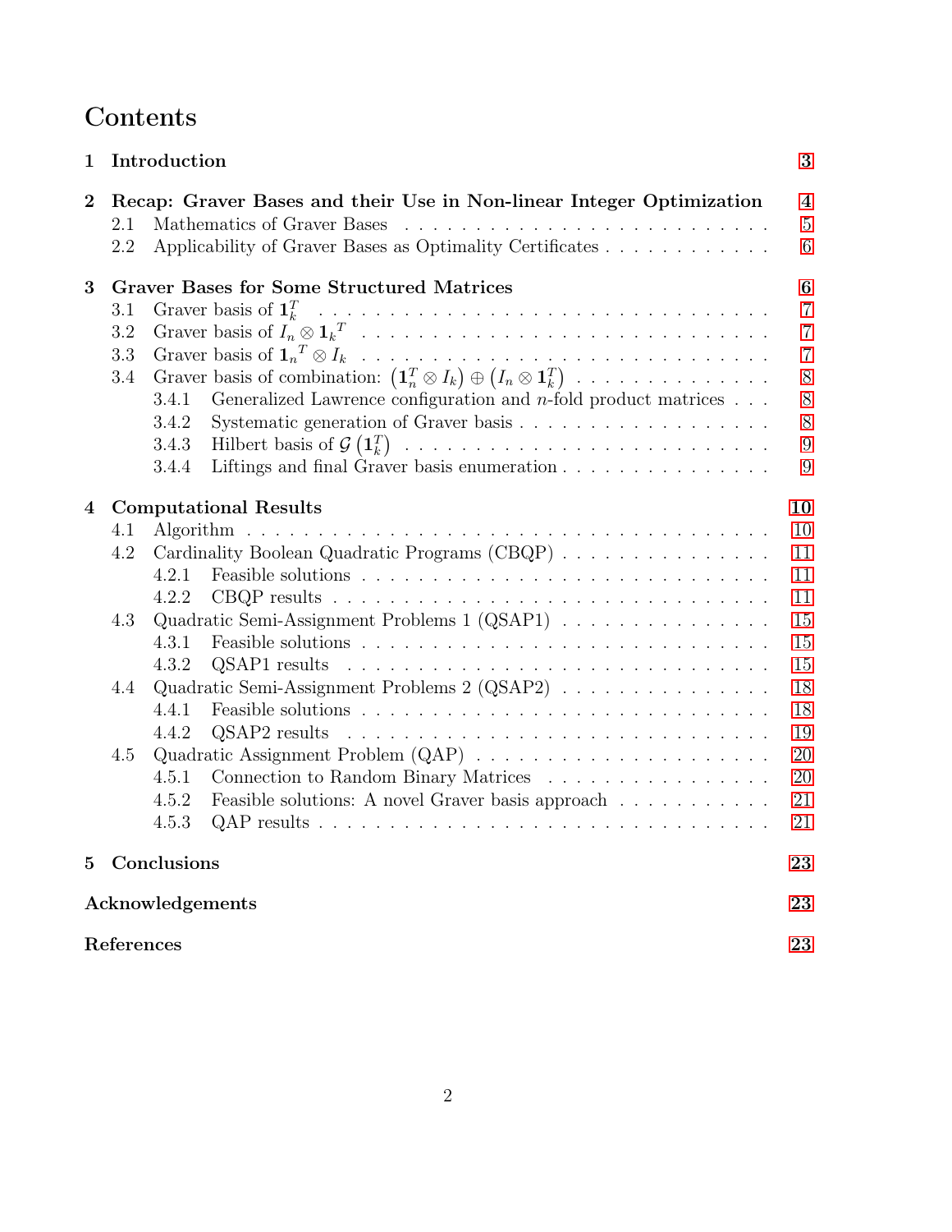# Contents

1 Introduction 3

2 Recap: Graver Bases and their Use in Non-linear Integer Optimization 4
- 2.1 Mathematics of Graver Bases 5
- 2.2 Applicability of Graver Bases as Optimality Certificates 6

3 Graver Bases for Some Structured Matrices 6
- 3.1 Graver basis of $\mathbf{1}_k^T$ 7
- 3.2 Graver basis of $I_n \otimes \mathbf{1}_k{}^T$ 7
- 3.3 Graver basis of $\mathbf{1}_n{}^T \otimes I_k$ 7
- 3.4 Graver basis of combination: $\left(\mathbf{1}_n^T \otimes I_k\right) \oplus \left(I_n \otimes \mathbf{1}_k^T\right)$ 8
  - 3.4.1 Generalized Lawrence configuration and $n$-fold product matrices 8
  - 3.4.2 Systematic generation of Graver basis 8
  - 3.4.3 Hilbert basis of $\mathcal{G}\left(\mathbf{1}_k^T\right)$ 9
  - 3.4.4 Liftings and final Graver basis enumeration 9

4 Computational Results 10
- 4.1 Algorithm 10
- 4.2 Cardinality Boolean Quadratic Programs (CBQP) 11
  - 4.2.1 Feasible solutions 11
  - 4.2.2 CBQP results 11
- 4.3 Quadratic Semi-Assignment Problems 1 (QSAP1) 15
  - 4.3.1 Feasible solutions 15
  - 4.3.2 QSAP1 results 15
- 4.4 Quadratic Semi-Assignment Problems 2 (QSAP2) 18
  - 4.4.1 Feasible solutions 18
  - 4.4.2 QSAP2 results 19
- 4.5 Quadratic Assignment Problem (QAP) 20
  - 4.5.1 Connection to Random Binary Matrices 20
  - 4.5.2 Feasible solutions: A novel Graver basis approach 21
  - 4.5.3 QAP results 21

5 Conclusions 23

Acknowledgements 23

References 23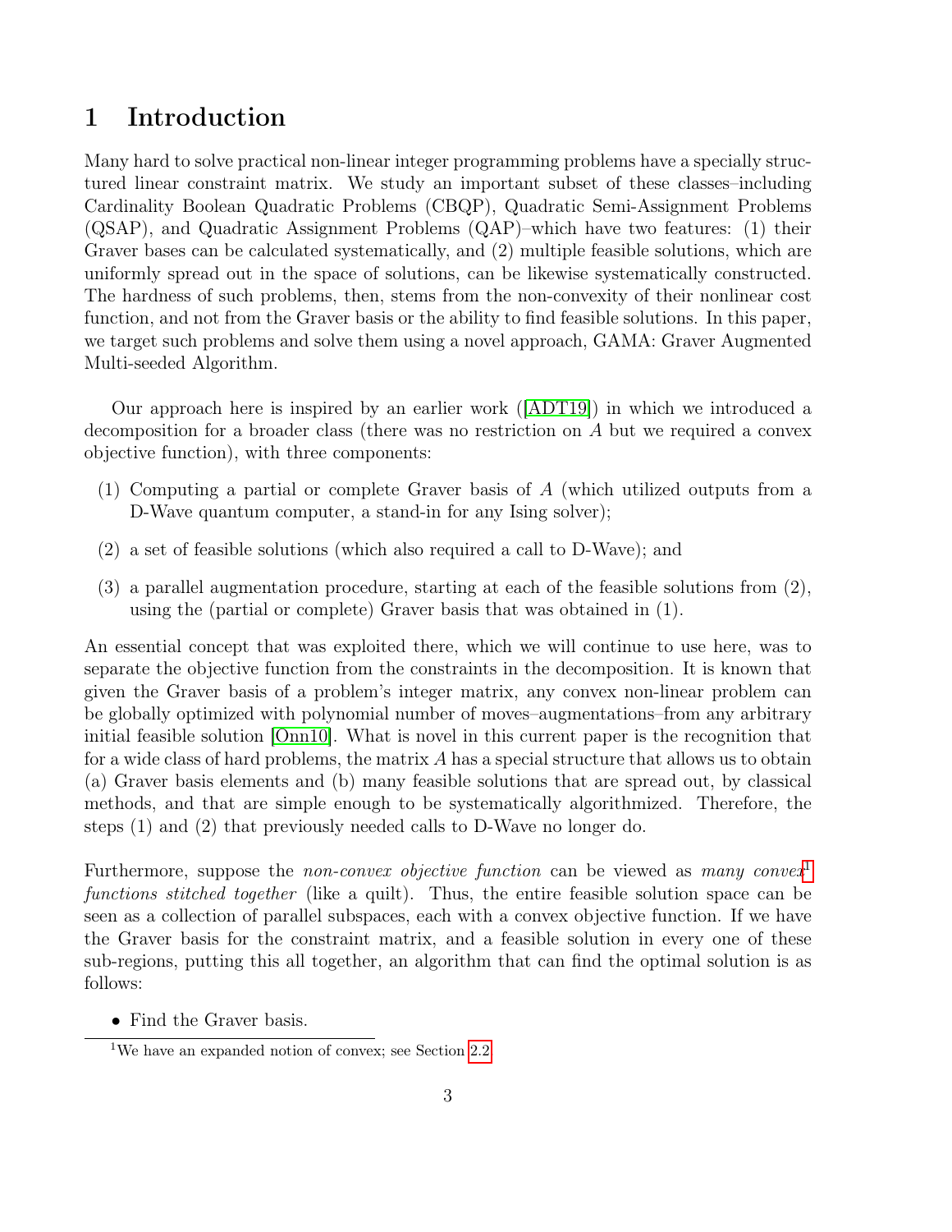# 1 Introduction

Many hard to solve practical non-linear integer programming problems have a specially structured linear constraint matrix. We study an important subset of these classes–including Cardinality Boolean Quadratic Problems (CBQP), Quadratic Semi-Assignment Problems (QSAP), and Quadratic Assignment Problems (QAP)–which have two features: (1) their Graver bases can be calculated systematically, and (2) multiple feasible solutions, which are uniformly spread out in the space of solutions, can be likewise systematically constructed. The hardness of such problems, then, stems from the non-convexity of their nonlinear cost function, and not from the Graver basis or the ability to find feasible solutions. In this paper, we target such problems and solve them using a novel approach, GAMA: Graver Augmented Multi-seeded Algorithm.

Our approach here is inspired by an earlier work ([ADT19]) in which we introduced a decomposition for a broader class (there was no restriction on $A$ but we required a convex objective function), with three components:

(1) Computing a partial or complete Graver basis of $A$ (which utilized outputs from a D-Wave quantum computer, a stand-in for any Ising solver);

(2) a set of feasible solutions (which also required a call to D-Wave); and

(3) a parallel augmentation procedure, starting at each of the feasible solutions from (2), using the (partial or complete) Graver basis that was obtained in (1).

An essential concept that was exploited there, which we will continue to use here, was to separate the objective function from the constraints in the decomposition. It is known that given the Graver basis of a problem's integer matrix, any convex non-linear problem can be globally optimized with polynomial number of moves–augmentations–from any arbitrary initial feasible solution [Onn10]. What is novel in this current paper is the recognition that for a wide class of hard problems, the matrix $A$ has a special structure that allows us to obtain (a) Graver basis elements and (b) many feasible solutions that are spread out, by classical methods, and that are simple enough to be systematically algorithmized. Therefore, the steps (1) and (2) that previously needed calls to D-Wave no longer do.

Furthermore, suppose the *non-convex objective function* can be viewed as *many convex*[1] *functions stitched together* (like a quilt). Thus, the entire feasible solution space can be seen as a collection of parallel subspaces, each with a convex objective function. If we have the Graver basis for the constraint matrix, and a feasible solution in every one of these sub-regions, putting this all together, an algorithm that can find the optimal solution is as follows:

- Find the Graver basis.

[1] We have an expanded notion of convex; see Section 2.2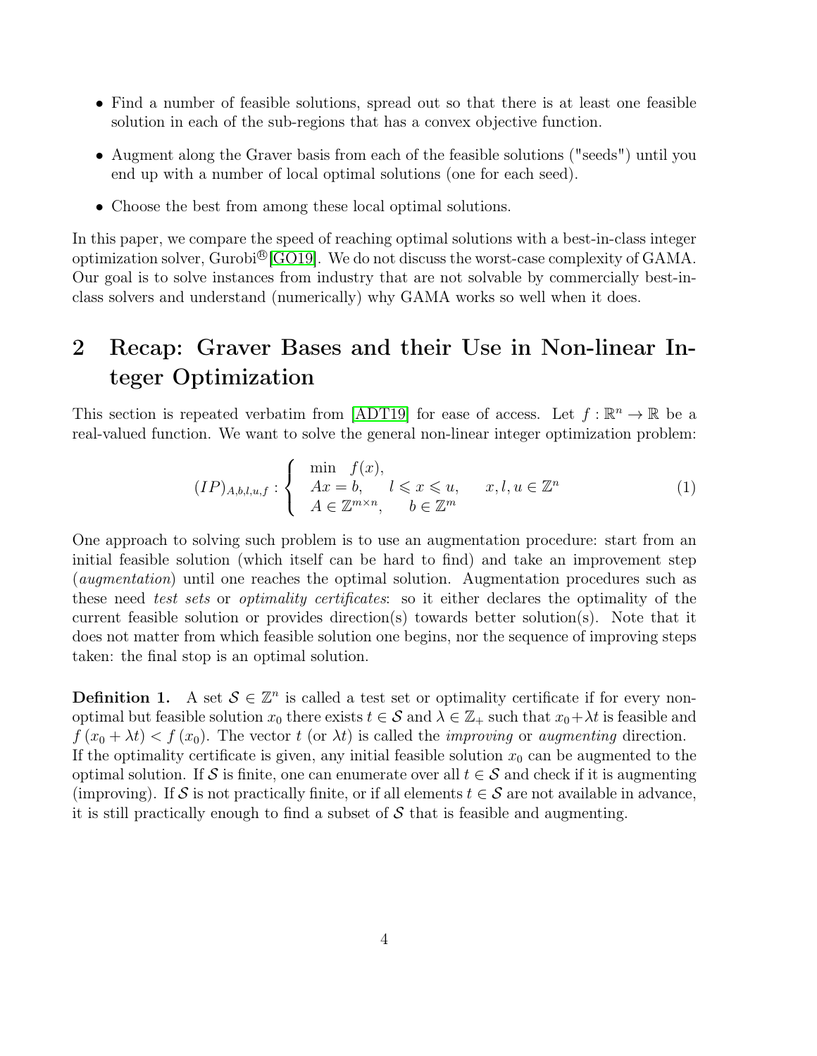- Find a number of feasible solutions, spread out so that there is at least one feasible solution in each of the sub-regions that has a convex objective function.
- Augment along the Graver basis from each of the feasible solutions ("seeds") until you end up with a number of local optimal solutions (one for each seed).
- Choose the best from among these local optimal solutions.

In this paper, we compare the speed of reaching optimal solutions with a best-in-class integer optimization solver, Gurobi®[GO19]. We do not discuss the worst-case complexity of GAMA. Our goal is to solve instances from industry that are not solvable by commercially best-in-class solvers and understand (numerically) why GAMA works so well when it does.

## 2 Recap: Graver Bases and their Use in Non-linear Integer Optimization

This section is repeated verbatim from [ADT19] for ease of access. Let $f : \mathbb{R}^n \to \mathbb{R}$ be a real-valued function. We want to solve the general non-linear integer optimization problem:

$$
(IP)_{A,b,l,u,f} : \left\{ \begin{array}{ll} \min \quad f(x), & \\ Ax = b, \qquad l \leqslant x \leqslant u, & \quad x, l, u \in \mathbb{Z}^n \\ A \in \mathbb{Z}^{m \times n}, \qquad b \in \mathbb{Z}^m & \end{array} \right. \tag{1}
$$

One approach to solving such problem is to use an augmentation procedure: start from an initial feasible solution (which itself can be hard to find) and take an improvement step (*augmentation*) until one reaches the optimal solution. Augmentation procedures such as these need *test sets* or *optimality certificates*: so it either declares the optimality of the current feasible solution or provides direction(s) towards better solution(s). Note that it does not matter from which feasible solution one begins, nor the sequence of improving steps taken: the final stop is an optimal solution.

**Definition 1.** A set $\mathcal{S} \in \mathbb{Z}^n$ is called a test set or optimality certificate if for every non-optimal but feasible solution $x_0$ there exists $t \in \mathcal{S}$ and $\lambda \in \mathbb{Z}_+$ such that $x_0 + \lambda t$ is feasible and $f(x_0 + \lambda t) < f(x_0)$. The vector $t$ (or $\lambda t$) is called the *improving* or *augmenting* direction.
If the optimality certificate is given, any initial feasible solution $x_0$ can be augmented to the optimal solution. If $\mathcal{S}$ is finite, one can enumerate over all $t \in \mathcal{S}$ and check if it is augmenting (improving). If $\mathcal{S}$ is not practically finite, or if all elements $t \in \mathcal{S}$ are not available in advance, it is still practically enough to find a subset of $\mathcal{S}$ that is feasible and augmenting.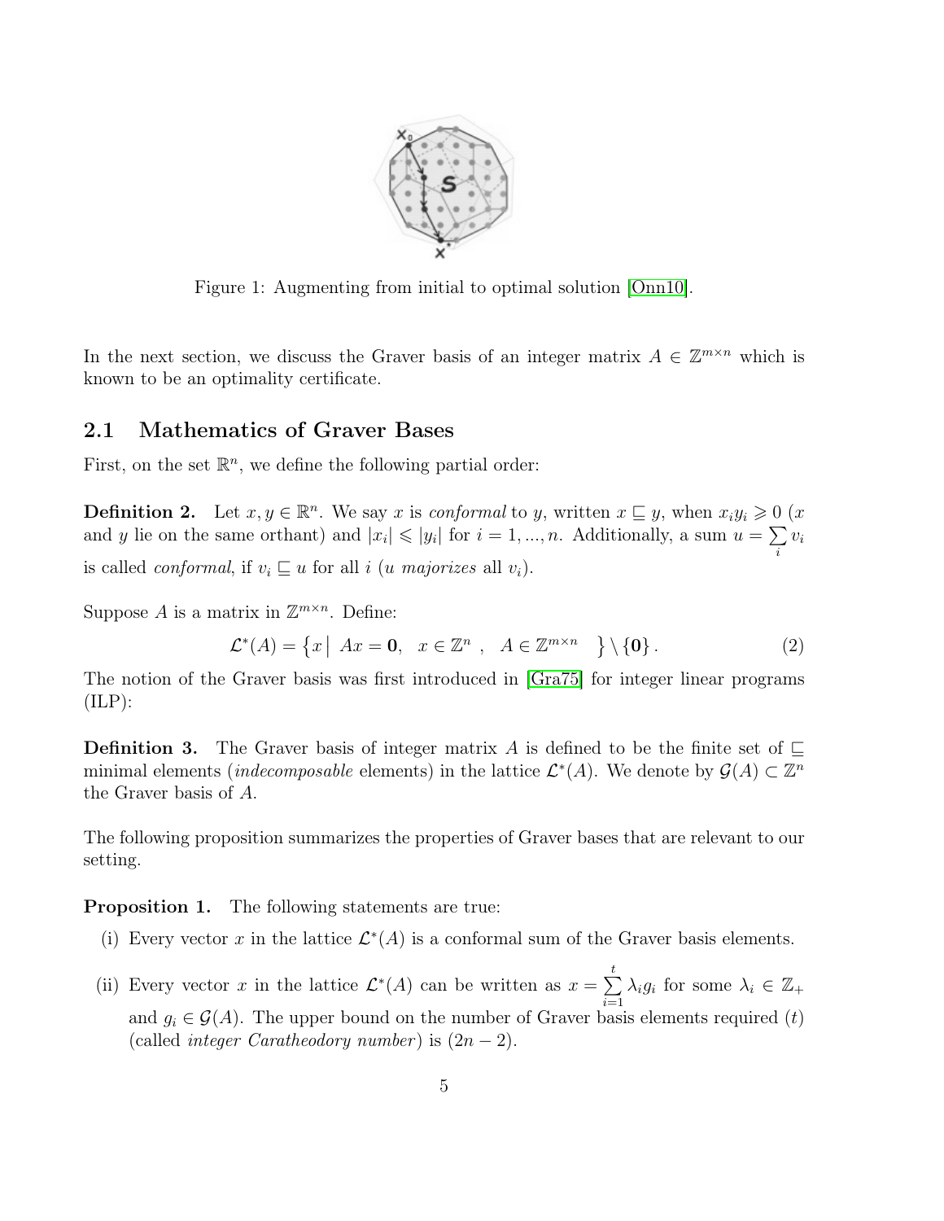Figure 1: Augmenting from initial to optimal solution [Onn10].

In the next section, we discuss the Graver basis of an integer matrix $A \in \mathbb{Z}^{m\times n}$ which is known to be an optimality certificate.

## 2.1 Mathematics of Graver Bases

First, on the set $\mathbb{R}^n$, we define the following partial order:

**Definition 2.** Let $x, y \in \mathbb{R}^n$. We say $x$ is *conformal* to $y$, written $x \sqsubseteq y$, when $x_i y_i \geqslant 0$ ($x$ and $y$ lie on the same orthant) and $|x_i| \leqslant |y_i|$ for $i = 1, ..., n$. Additionally, a sum $u = \sum_i v_i$ is called *conformal*, if $v_i \sqsubseteq u$ for all $i$ ($u$ *majorizes* all $v_i$).

Suppose $A$ is a matrix in $\mathbb{Z}^{m\times n}$. Define:

$$\mathcal{L}^*(A) = \left\{ x \,\middle|\, Ax = \mathbf{0}, \quad x \in \mathbb{Z}^n \;, \quad A \in \mathbb{Z}^{m\times n} \quad \right\} \setminus \{\mathbf{0}\}. \tag{2}$$

The notion of the Graver basis was first introduced in [Gra75] for integer linear programs (ILP):

**Definition 3.** The Graver basis of integer matrix $A$ is defined to be the finite set of $\sqsubseteq$ minimal elements (*indecomposable* elements) in the lattice $\mathcal{L}^*(A)$. We denote by $\mathcal{G}(A) \subset \mathbb{Z}^n$ the Graver basis of $A$.

The following proposition summarizes the properties of Graver bases that are relevant to our setting.

**Proposition 1.** The following statements are true:

(i) Every vector $x$ in the lattice $\mathcal{L}^*(A)$ is a conformal sum of the Graver basis elements.

(ii) Every vector $x$ in the lattice $\mathcal{L}^*(A)$ can be written as $x = \sum_{i=1}^{t} \lambda_i g_i$ for some $\lambda_i \in \mathbb{Z}_+$ and $g_i \in \mathcal{G}(A)$. The upper bound on the number of Graver basis elements required ($t$) (called *integer Caratheodory number*) is $(2n - 2)$.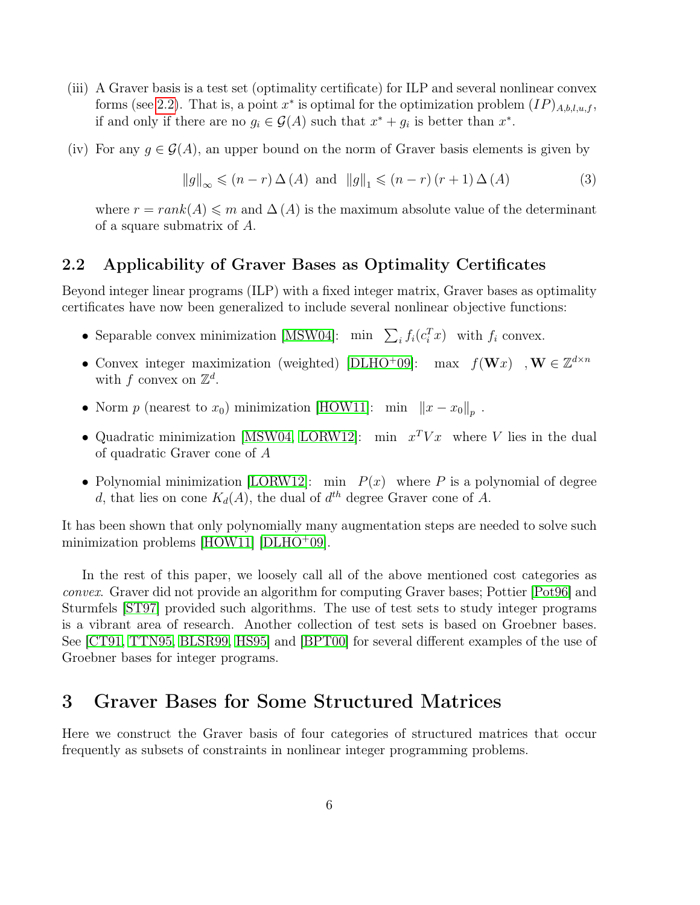(iii) A Graver basis is a test set (optimality certificate) for ILP and several nonlinear convex forms (see 2.2). That is, a point $x^*$ is optimal for the optimization problem $(IP)_{A,b,l,u,f}$, if and only if there are no $g_i \in \mathcal{G}(A)$ such that $x^* + g_i$ is better than $x^*$.

(iv) For any $g \in \mathcal{G}(A)$, an upper bound on the norm of Graver basis elements is given by

$$\|g\|_\infty \leqslant (n-r)\,\Delta(A) \text{ and } \|g\|_1 \leqslant (n-r)\,(r+1)\,\Delta(A) \tag{3}$$

where $r = rank(A) \leqslant m$ and $\Delta(A)$ is the maximum absolute value of the determinant of a square submatrix of $A$.

## 2.2 Applicability of Graver Bases as Optimality Certificates

Beyond integer linear programs (ILP) with a fixed integer matrix, Graver bases as optimality certificates have now been generalized to include several nonlinear objective functions:

- Separable convex minimization [MSW04]: $\min \sum_i f_i(c_i^T x)$ with $f_i$ convex.
- Convex integer maximization (weighted) [DLHO+09]: $\max f(\mathbf{W}x)$, $\mathbf{W} \in \mathbb{Z}^{d \times n}$ with $f$ convex on $\mathbb{Z}^d$.
- Norm $p$ (nearest to $x_0$) minimization [HOW11]: $\min \|x - x_0\|_p$ .
- Quadratic minimization [MSW04, LORW12]: $\min x^T V x$ where $V$ lies in the dual of quadratic Graver cone of $A$
- Polynomial minimization [LORW12]: $\min P(x)$ where $P$ is a polynomial of degree $d$, that lies on cone $K_d(A)$, the dual of $d^{th}$ degree Graver cone of $A$.

It has been shown that only polynomially many augmentation steps are needed to solve such minimization problems [HOW11] [DLHO+09].

In the rest of this paper, we loosely call all of the above mentioned cost categories as *convex*. Graver did not provide an algorithm for computing Graver bases; Pottier [Pot96] and Sturmfels [ST97] provided such algorithms. The use of test sets to study integer programs is a vibrant area of research. Another collection of test sets is based on Groebner bases. See [CT91, TTN95, BLSR99, HS95] and [BPT00] for several different examples of the use of Groebner bases for integer programs.

# 3 Graver Bases for Some Structured Matrices

Here we construct the Graver basis of four categories of structured matrices that occur frequently as subsets of constraints in nonlinear integer programming problems.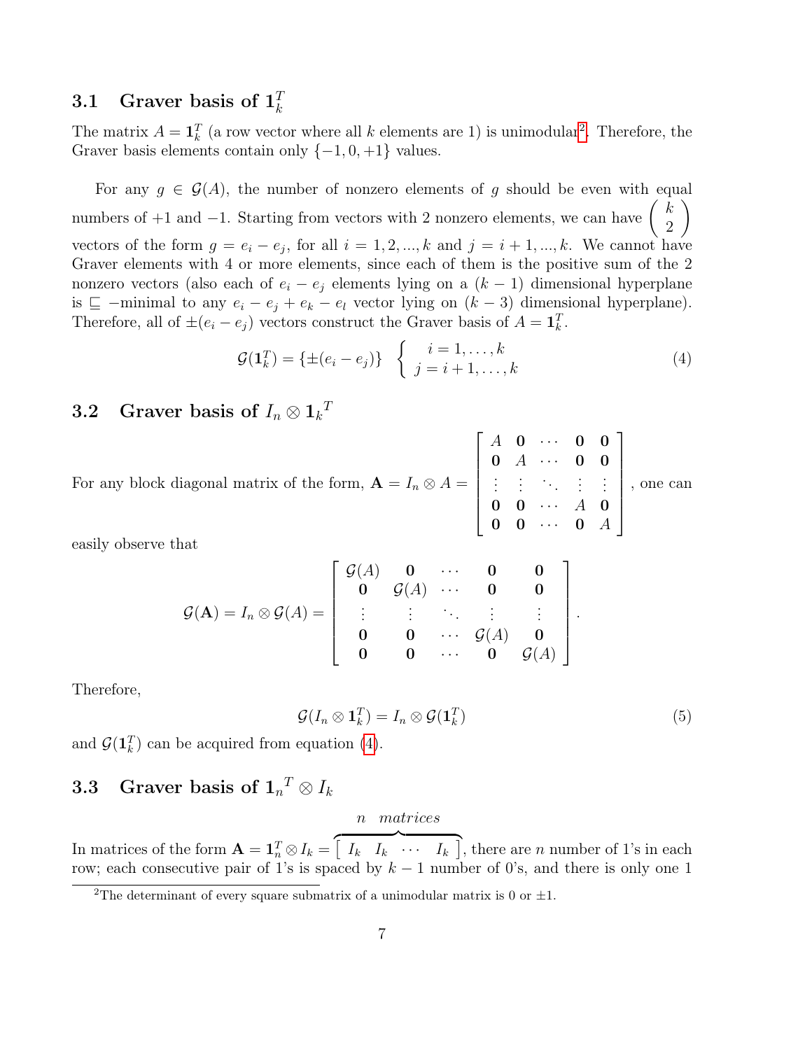### 3.1 Graver basis of $\mathbf{1}_k^T$

The matrix $A = \mathbf{1}_k^T$ (a row vector where all $k$ elements are 1) is unimodular[2]. Therefore, the Graver basis elements contain only $\{-1, 0, +1\}$ values.

For any $g \in \mathcal{G}(A)$, the number of nonzero elements of $g$ should be even with equal numbers of $+1$ and $-1$. Starting from vectors with 2 nonzero elements, we can have $\begin{pmatrix} k \\ 2 \end{pmatrix}$ vectors of the form $g = e_i - e_j$, for all $i = 1, 2, ..., k$ and $j = i + 1, ..., k$. We cannot have Graver elements with 4 or more elements, since each of them is the positive sum of the 2 nonzero vectors (also each of $e_i - e_j$ elements lying on a $(k-1)$ dimensional hyperplane is $\sqsubseteq$ −minimal to any $e_i - e_j + e_k - e_l$ vector lying on $(k-3)$ dimensional hyperplane). Therefore, all of $\pm(e_i - e_j)$ vectors construct the Graver basis of $A = \mathbf{1}_k^T$.

$$\mathcal{G}(\mathbf{1}_k^T) = \{\pm(e_i - e_j)\} \quad \begin{cases} i = 1, \ldots, k \\ j = i + 1, \ldots, k \end{cases} \tag{4}$$

### 3.2 Graver basis of $I_n \otimes \mathbf{1}_k{}^T$

For any block diagonal matrix of the form, $\mathbf{A} = I_n \otimes A = \begin{bmatrix} A & \mathbf{0} & \cdots & \mathbf{0} & \mathbf{0} \\ \mathbf{0} & A & \cdots & \mathbf{0} & \mathbf{0} \\ \vdots & \vdots & \ddots & \vdots & \vdots \\ \mathbf{0} & \mathbf{0} & \cdots & A & \mathbf{0} \\ \mathbf{0} & \mathbf{0} & \cdots & \mathbf{0} & A \end{bmatrix}$, one can easily observe that

$$\mathcal{G}(\mathbf{A}) = I_n \otimes \mathcal{G}(A) = \begin{bmatrix} \mathcal{G}(A) & \mathbf{0} & \cdots & \mathbf{0} & \mathbf{0} \\ \mathbf{0} & \mathcal{G}(A) & \cdots & \mathbf{0} & \mathbf{0} \\ \vdots & \vdots & \ddots & \vdots & \vdots \\ \mathbf{0} & \mathbf{0} & \cdots & \mathcal{G}(A) & \mathbf{0} \\ \mathbf{0} & \mathbf{0} & \cdots & \mathbf{0} & \mathcal{G}(A) \end{bmatrix}.$$

Therefore,

$$\mathcal{G}(I_n \otimes \mathbf{1}_k^T) = I_n \otimes \mathcal{G}(\mathbf{1}_k^T) \tag{5}$$

and $\mathcal{G}(\mathbf{1}_k^T)$ can be acquired from equation (4).

### 3.3 Graver basis of $\mathbf{1}_n{}^T \otimes I_k$

In matrices of the form $\mathbf{A} = \mathbf{1}_n^T \otimes I_k = \overbrace{\begin{bmatrix} I_k & I_k & \cdots & I_k \end{bmatrix}}^{n \;\; matrices}$, there are $n$ number of 1's in each row; each consecutive pair of 1's is spaced by $k-1$ number of 0's, and there is only one 1

[2]The determinant of every square submatrix of a unimodular matrix is 0 or $\pm 1$.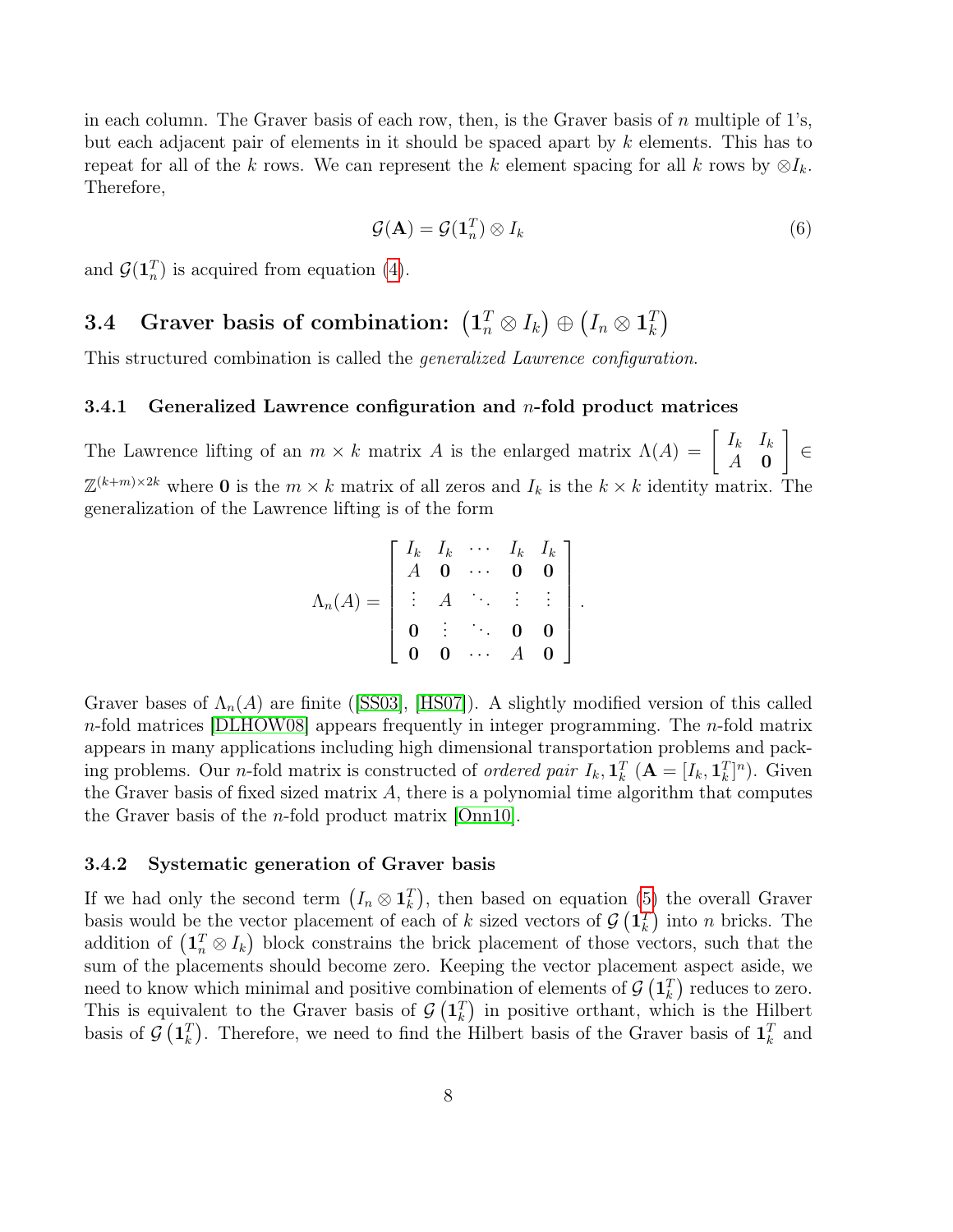in each column. The Graver basis of each row, then, is the Graver basis of $n$ multiple of 1's, but each adjacent pair of elements in it should be spaced apart by $k$ elements. This has to repeat for all of the $k$ rows. We can represent the $k$ element spacing for all $k$ rows by $\otimes I_k$. Therefore,

$$\mathcal{G}(\mathbf{A}) = \mathcal{G}(\mathbf{1}_n^T) \otimes I_k \tag{6}$$

and $\mathcal{G}(\mathbf{1}_n^T)$ is acquired from equation (4).

### 3.4 Graver basis of combination: $\left(\mathbf{1}_n^T \otimes I_k\right) \oplus \left(I_n \otimes \mathbf{1}_k^T\right)$

This structured combination is called the *generalized Lawrence configuration.*

#### 3.4.1 Generalized Lawrence configuration and $n$-fold product matrices

The Lawrence lifting of an $m \times k$ matrix $A$ is the enlarged matrix $\Lambda(A) = \begin{bmatrix} I_k & I_k \\ A & \mathbf{0} \end{bmatrix} \in \mathbb{Z}^{(k+m)\times 2k}$ where $\mathbf{0}$ is the $m \times k$ matrix of all zeros and $I_k$ is the $k \times k$ identity matrix. The generalization of the Lawrence lifting is of the form

$$\Lambda_n(A) = \begin{bmatrix} I_k & I_k & \cdots & I_k & I_k \\ A & \mathbf{0} & \cdots & \mathbf{0} & \mathbf{0} \\ \vdots & A & \ddots & \vdots & \vdots \\ \mathbf{0} & \vdots & \ddots & \mathbf{0} & \mathbf{0} \\ \mathbf{0} & \mathbf{0} & \cdots & A & \mathbf{0} \end{bmatrix}.$$

Graver bases of $\Lambda_n(A)$ are finite ([SS03], [HS07]). A slightly modified version of this called $n$-fold matrices [DLHOW08] appears frequently in integer programming. The $n$-fold matrix appears in many applications including high dimensional transportation problems and packing problems. Our $n$-fold matrix is constructed of *ordered pair* $I_k, \mathbf{1}_k^T$ ($\mathbf{A} = [I_k, \mathbf{1}_k^T]^n$). Given the Graver basis of fixed sized matrix $A$, there is a polynomial time algorithm that computes the Graver basis of the $n$-fold product matrix [Onn10].

#### 3.4.2 Systematic generation of Graver basis

If we had only the second term $\left(I_n \otimes \mathbf{1}_k^T\right)$, then based on equation (5) the overall Graver basis would be the vector placement of each of $k$ sized vectors of $\mathcal{G}\left(\mathbf{1}_k^T\right)$ into $n$ bricks. The addition of $\left(\mathbf{1}_n^T \otimes I_k\right)$ block constrains the brick placement of those vectors, such that the sum of the placements should become zero. Keeping the vector placement aspect aside, we need to know which minimal and positive combination of elements of $\mathcal{G}\left(\mathbf{1}_k^T\right)$ reduces to zero. This is equivalent to the Graver basis of $\mathcal{G}\left(\mathbf{1}_k^T\right)$ in positive orthant, which is the Hilbert basis of $\mathcal{G}\left(\mathbf{1}_k^T\right)$. Therefore, we need to find the Hilbert basis of the Graver basis of $\mathbf{1}_k^T$ and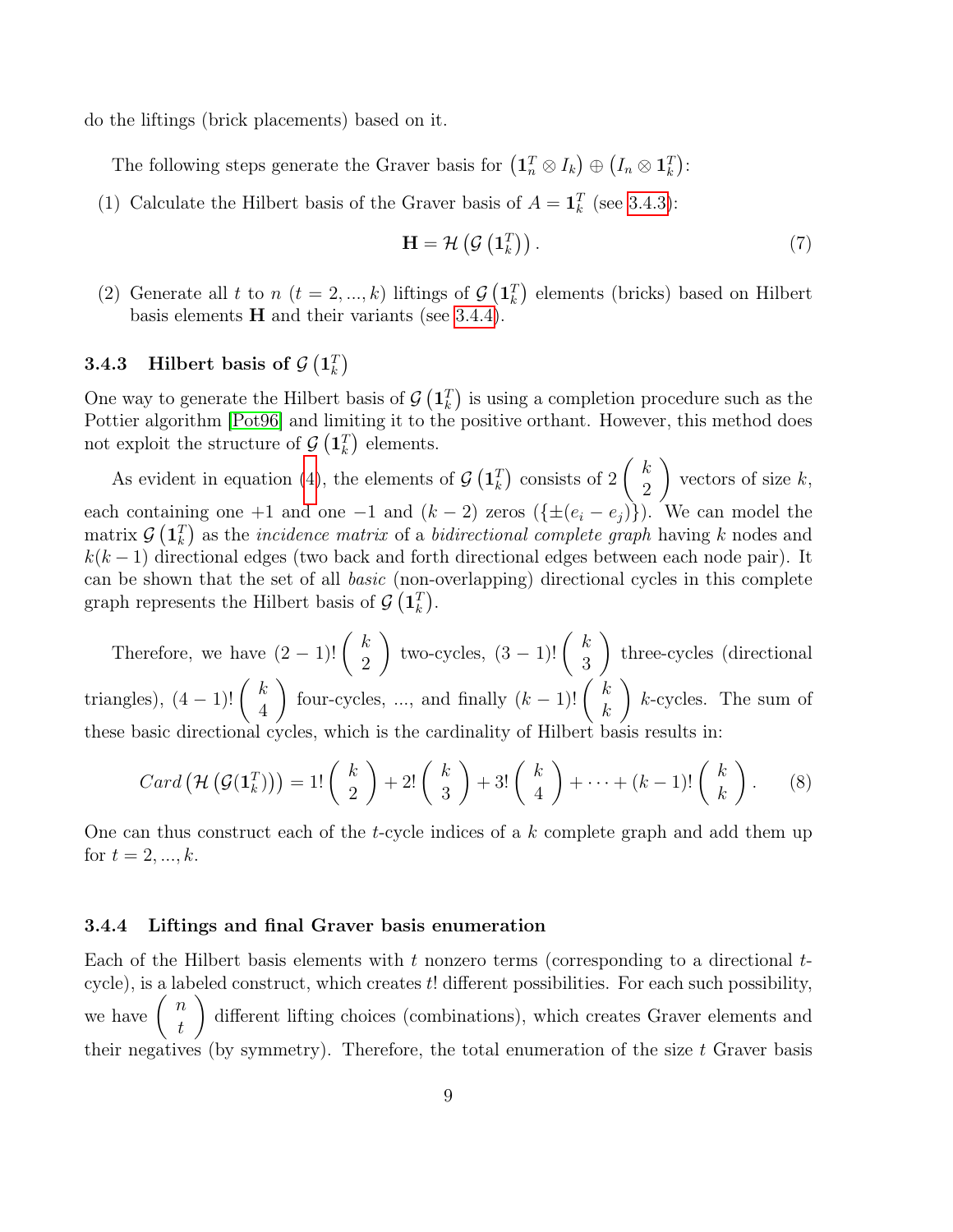do the liftings (brick placements) based on it.

The following steps generate the Graver basis for $\left(\mathbf{1}_n^T \otimes I_k\right) \oplus \left(I_n \otimes \mathbf{1}_k^T\right)$:

(1) Calculate the Hilbert basis of the Graver basis of $A = \mathbf{1}_k^T$ (see 3.4.3):

$$\mathbf{H} = \mathcal{H}\left(\mathcal{G}\left(\mathbf{1}_k^T\right)\right). \tag{7}$$

(2) Generate all $t$ to $n$ ($t = 2, ..., k$) liftings of $\mathcal{G}\left(\mathbf{1}_k^T\right)$ elements (bricks) based on Hilbert basis elements $\mathbf{H}$ and their variants (see 3.4.4).

### 3.4.3 Hilbert basis of $\mathcal{G}\left(\mathbf{1}_k^T\right)$

One way to generate the Hilbert basis of $\mathcal{G}\left(\mathbf{1}_k^T\right)$ is using a completion procedure such as the Pottier algorithm [Pot96] and limiting it to the positive orthant. However, this method does not exploit the structure of $\mathcal{G}\left(\mathbf{1}_k^T\right)$ elements.

As evident in equation (4), the elements of $\mathcal{G}\left(\mathbf{1}_k^T\right)$ consists of $2\binom{k}{2}$ vectors of size $k$, each containing one $+1$ and one $-1$ and $(k-2)$ zeros ($\{\pm(e_i - e_j)\}$). We can model the matrix $\mathcal{G}\left(\mathbf{1}_k^T\right)$ as the *incidence matrix* of a *bidirectional complete graph* having $k$ nodes and $k(k-1)$ directional edges (two back and forth directional edges between each node pair). It can be shown that the set of all *basic* (non-overlapping) directional cycles in this complete graph represents the Hilbert basis of $\mathcal{G}\left(\mathbf{1}_k^T\right)$.

Therefore, we have $(2-1)!\binom{k}{2}$ two-cycles, $(3-1)!\binom{k}{3}$ three-cycles (directional triangles), $(4-1)!\binom{k}{4}$ four-cycles, ..., and finally $(k-1)!\binom{k}{k}$ $k$-cycles. The sum of these basic directional cycles, which is the cardinality of Hilbert basis results in:

$$Card\left(\mathcal{H}\left(\mathcal{G}(\mathbf{1}_k^T)\right)\right) = 1!\binom{k}{2} + 2!\binom{k}{3} + 3!\binom{k}{4} + \cdots + (k-1)!\binom{k}{k}. \tag{8}$$

One can thus construct each of the $t$-cycle indices of a $k$ complete graph and add them up for $t = 2, ..., k$.

### 3.4.4 Liftings and final Graver basis enumeration

Each of the Hilbert basis elements with $t$ nonzero terms (corresponding to a directional $t$-cycle), is a labeled construct, which creates $t!$ different possibilities. For each such possibility, we have $\binom{n}{t}$ different lifting choices (combinations), which creates Graver elements and their negatives (by symmetry). Therefore, the total enumeration of the size $t$ Graver basis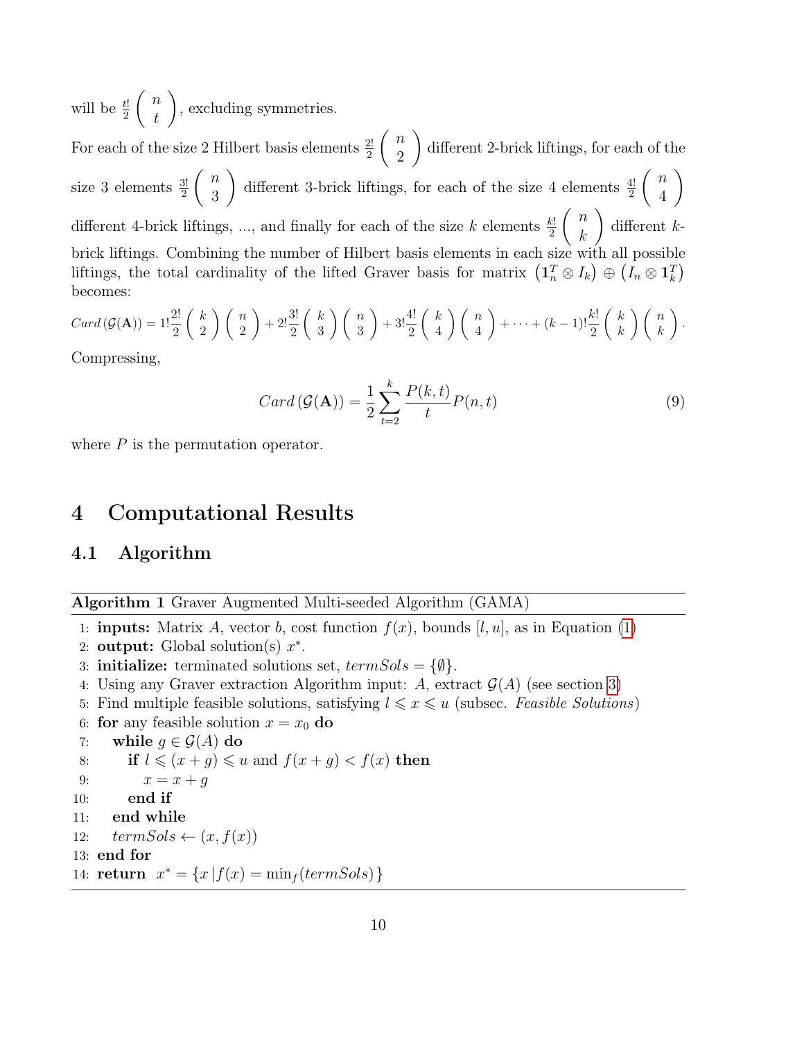will be $\frac{t!}{2}\begin{pmatrix} n \\ t \end{pmatrix}$, excluding symmetries.

For each of the size 2 Hilbert basis elements $\frac{2!}{2}\begin{pmatrix} n \\ 2 \end{pmatrix}$ different 2-brick liftings, for each of the size 3 elements $\frac{3!}{2}\begin{pmatrix} n \\ 3 \end{pmatrix}$ different 3-brick liftings, for each of the size 4 elements $\frac{4!}{2}\begin{pmatrix} n \\ 4 \end{pmatrix}$ different 4-brick liftings, ..., and finally for each of the size $k$ elements $\frac{k!}{2}\begin{pmatrix} n \\ k \end{pmatrix}$ different $k$-brick liftings. Combining the number of Hilbert basis elements in each size with all possible liftings, the total cardinality of the lifted Graver basis for matrix $\left(\mathbf{1}_n^T \otimes I_k\right) \oplus \left(I_n \otimes \mathbf{1}_k^T\right)$ becomes:

$$Card\left(\mathcal{G}(\mathbf{A})\right) = 1!\frac{2!}{2}\begin{pmatrix} k \\ 2 \end{pmatrix}\begin{pmatrix} n \\ 2 \end{pmatrix} + 2!\frac{3!}{2}\begin{pmatrix} k \\ 3 \end{pmatrix}\begin{pmatrix} n \\ 3 \end{pmatrix} + 3!\frac{4!}{2}\begin{pmatrix} k \\ 4 \end{pmatrix}\begin{pmatrix} n \\ 4 \end{pmatrix} + \cdots + (k-1)!\frac{k!}{2}\begin{pmatrix} k \\ k \end{pmatrix}\begin{pmatrix} n \\ k \end{pmatrix}.$$

Compressing,

$$Card\left(\mathcal{G}(\mathbf{A})\right) = \frac{1}{2}\sum_{t=2}^{k}\frac{P(k,t)}{t}P(n,t) \tag{9}$$

where $P$ is the permutation operator.

# 4 Computational Results

## 4.1 Algorithm

**Algorithm 1** Graver Augmented Multi-seeded Algorithm (GAMA)

1: **inputs:** Matrix $A$, vector $b$, cost function $f(x)$, bounds $[l, u]$, as in Equation (1)
2: **output:** Global solution(s) $x^*$.
3: **initialize:** terminated solutions set, $termSols = \{\emptyset\}$.
4: Using any Graver extraction Algorithm input: $A$, extract $\mathcal{G}(A)$ (see section 3)
5: Find multiple feasible solutions, satisfying $l \leqslant x \leqslant u$ (subsec. *Feasible Solutions*)
6: **for** any feasible solution $x = x_0$ **do**
7: &nbsp;&nbsp;&nbsp;&nbsp;**while** $g \in \mathcal{G}(A)$ **do**
8: &nbsp;&nbsp;&nbsp;&nbsp;&nbsp;&nbsp;&nbsp;&nbsp;**if** $l \leqslant (x + g) \leqslant u$ and $f(x + g) < f(x)$ **then**
9: &nbsp;&nbsp;&nbsp;&nbsp;&nbsp;&nbsp;&nbsp;&nbsp;&nbsp;&nbsp;&nbsp;&nbsp;$x = x + g$
10: &nbsp;&nbsp;&nbsp;&nbsp;&nbsp;&nbsp;&nbsp;&nbsp;**end if**
11: &nbsp;&nbsp;&nbsp;&nbsp;**end while**
12: &nbsp;&nbsp;&nbsp;&nbsp;$termSols \leftarrow (x, f(x))$
13: **end for**
14: **return** $x^* = \{x \,|\, f(x) = \min_f(termSols)\}$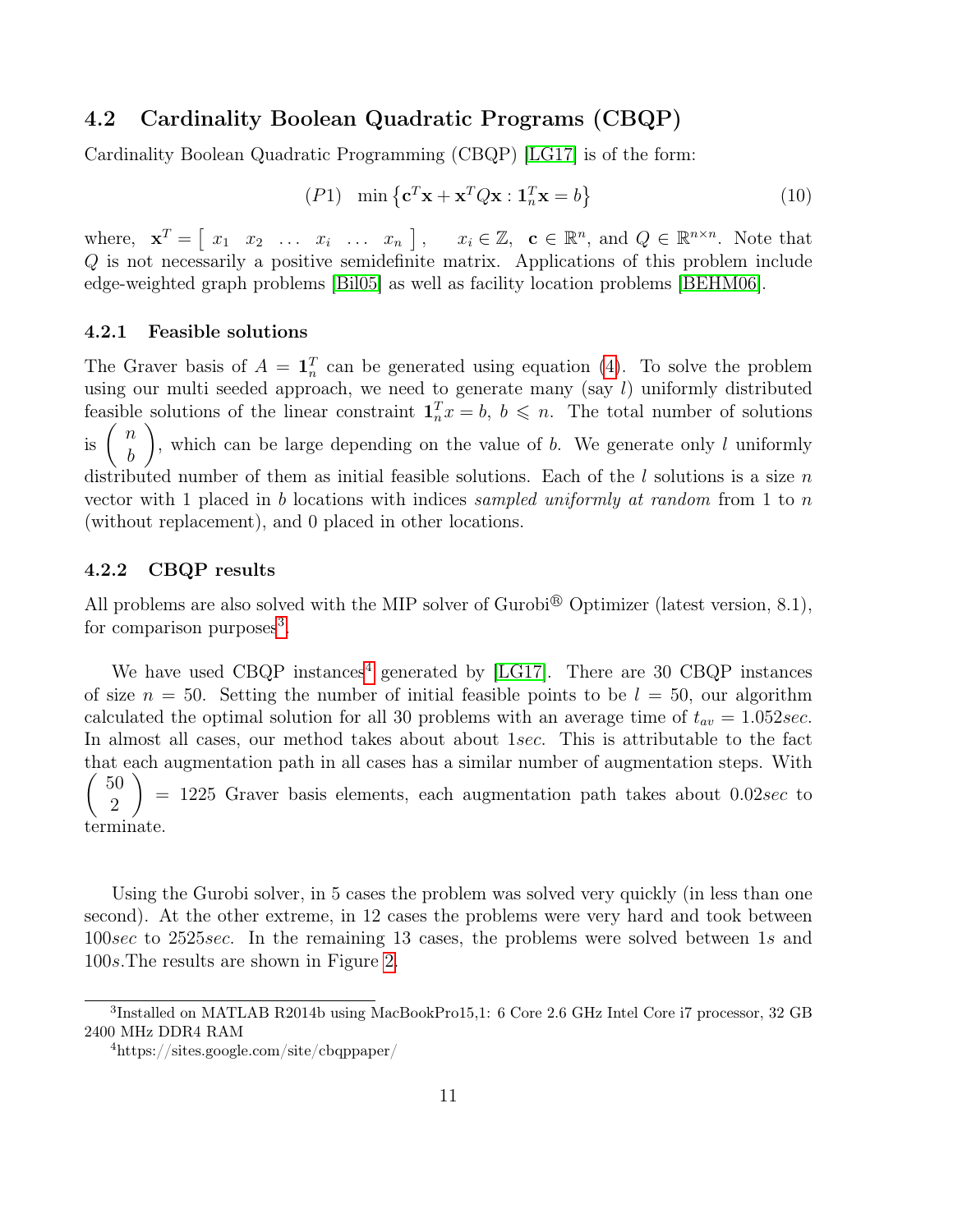### 4.2 Cardinality Boolean Quadratic Programs (CBQP)

Cardinality Boolean Quadratic Programming (CBQP) [LG17] is of the form:

$$(P1) \quad \min \left\{ \mathbf{c}^T \mathbf{x} + \mathbf{x}^T Q \mathbf{x} : \mathbf{1}_n^T \mathbf{x} = b \right\} \tag{10}$$

where, $\mathbf{x}^T = \left[ \begin{array}{cccccc} x_1 & x_2 & \ldots & x_i & \ldots & x_n \end{array} \right]$, $\quad x_i \in \mathbb{Z}$, $\mathbf{c} \in \mathbb{R}^n$, and $Q \in \mathbb{R}^{n \times n}$. Note that $Q$ is not necessarily a positive semidefinite matrix. Applications of this problem include edge-weighted graph problems [Bil05] as well as facility location problems [BEHM06].

#### 4.2.1 Feasible solutions

The Graver basis of $A = \mathbf{1}_n^T$ can be generated using equation (4). To solve the problem using our multi seeded approach, we need to generate many (say $l$) uniformly distributed feasible solutions of the linear constraint $\mathbf{1}_n^T x = b$, $b \leqslant n$. The total number of solutions is $\left( \begin{array}{c} n \\ b \end{array} \right)$, which can be large depending on the value of $b$. We generate only $l$ uniformly distributed number of them as initial feasible solutions. Each of the $l$ solutions is a size $n$ vector with 1 placed in $b$ locations with indices *sampled uniformly at random* from 1 to $n$ (without replacement), and 0 placed in other locations.

#### 4.2.2 CBQP results

All problems are also solved with the MIP solver of Gurobi® Optimizer (latest version, 8.1), for comparison purposes[3].

We have used CBQP instances[4] generated by [LG17]. There are 30 CBQP instances of size $n = 50$. Setting the number of initial feasible points to be $l = 50$, our algorithm calculated the optimal solution for all 30 problems with an average time of $t_{av} = 1.052sec$. In almost all cases, our method takes about about $1sec$. This is attributable to the fact that each augmentation path in all cases has a similar number of augmentation steps. With $\left( \begin{array}{c} 50 \\ 2 \end{array} \right) = 1225$ Graver basis elements, each augmentation path takes about $0.02sec$ to terminate.

Using the Gurobi solver, in 5 cases the problem was solved very quickly (in less than one second). At the other extreme, in 12 cases the problems were very hard and took between $100sec$ to $2525sec$. In the remaining 13 cases, the problems were solved between $1s$ and $100s$.The results are shown in Figure 2.

[3] Installed on MATLAB R2014b using MacBookPro15,1: 6 Core 2.6 GHz Intel Core i7 processor, 32 GB 2400 MHz DDR4 RAM

[4] https://sites.google.com/site/cbqppaper/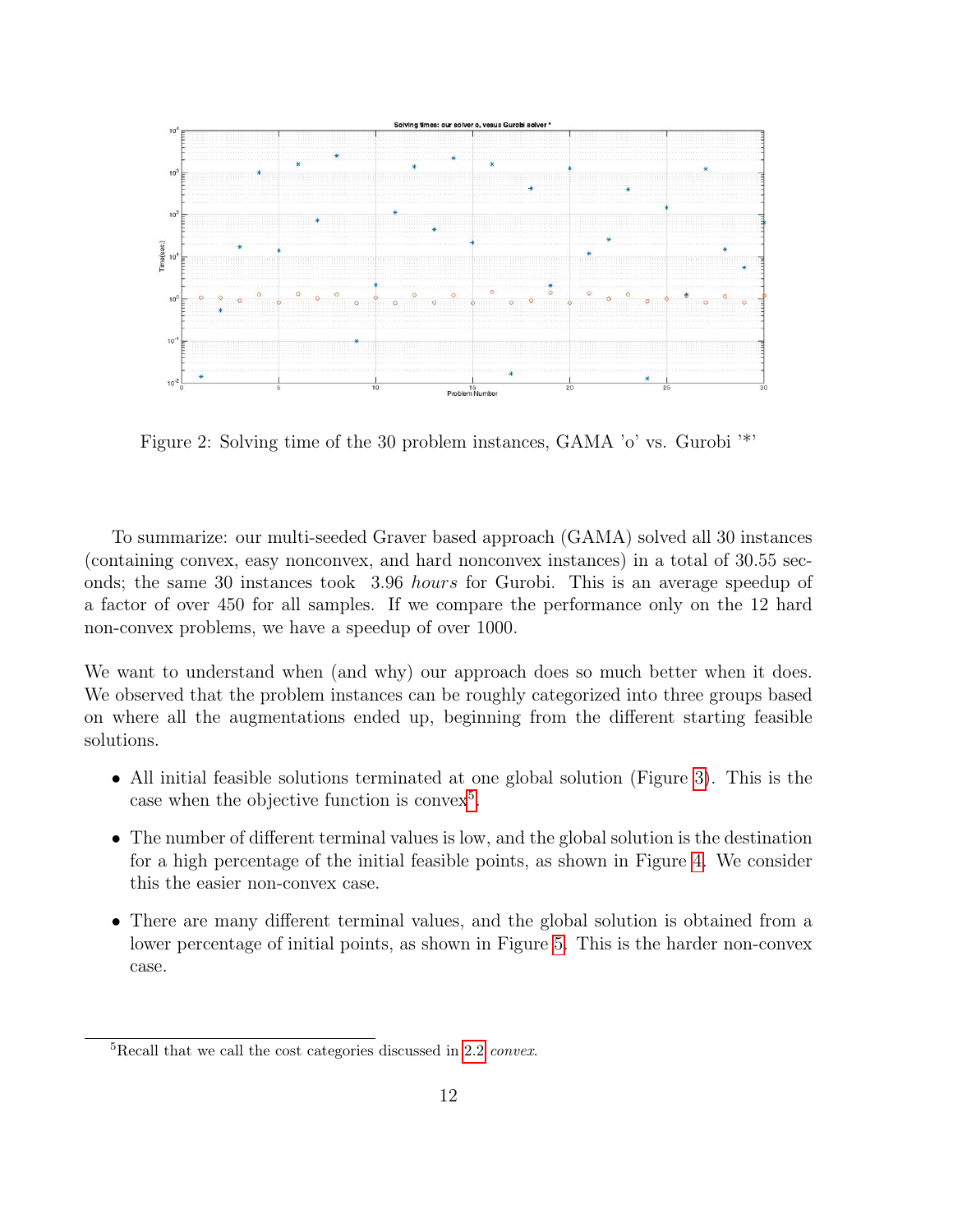Figure 2: Solving time of the 30 problem instances, GAMA 'o' vs. Gurobi '*'

To summarize: our multi-seeded Graver based approach (GAMA) solved all 30 instances (containing convex, easy nonconvex, and hard nonconvex instances) in a total of 30.55 seconds; the same 30 instances took 3.96 *hours* for Gurobi. This is an average speedup of a factor of over 450 for all samples. If we compare the performance only on the 12 hard non-convex problems, we have a speedup of over 1000.

We want to understand when (and why) our approach does so much better when it does. We observed that the problem instances can be roughly categorized into three groups based on where all the augmentations ended up, beginning from the different starting feasible solutions.

- All initial feasible solutions terminated at one global solution (Figure 3). This is the case when the objective function is convex[5].
- The number of different terminal values is low, and the global solution is the destination for a high percentage of the initial feasible points, as shown in Figure 4. We consider this the easier non-convex case.
- There are many different terminal values, and the global solution is obtained from a lower percentage of initial points, as shown in Figure 5. This is the harder non-convex case.

[5] Recall that we call the cost categories discussed in 2.2 *convex*.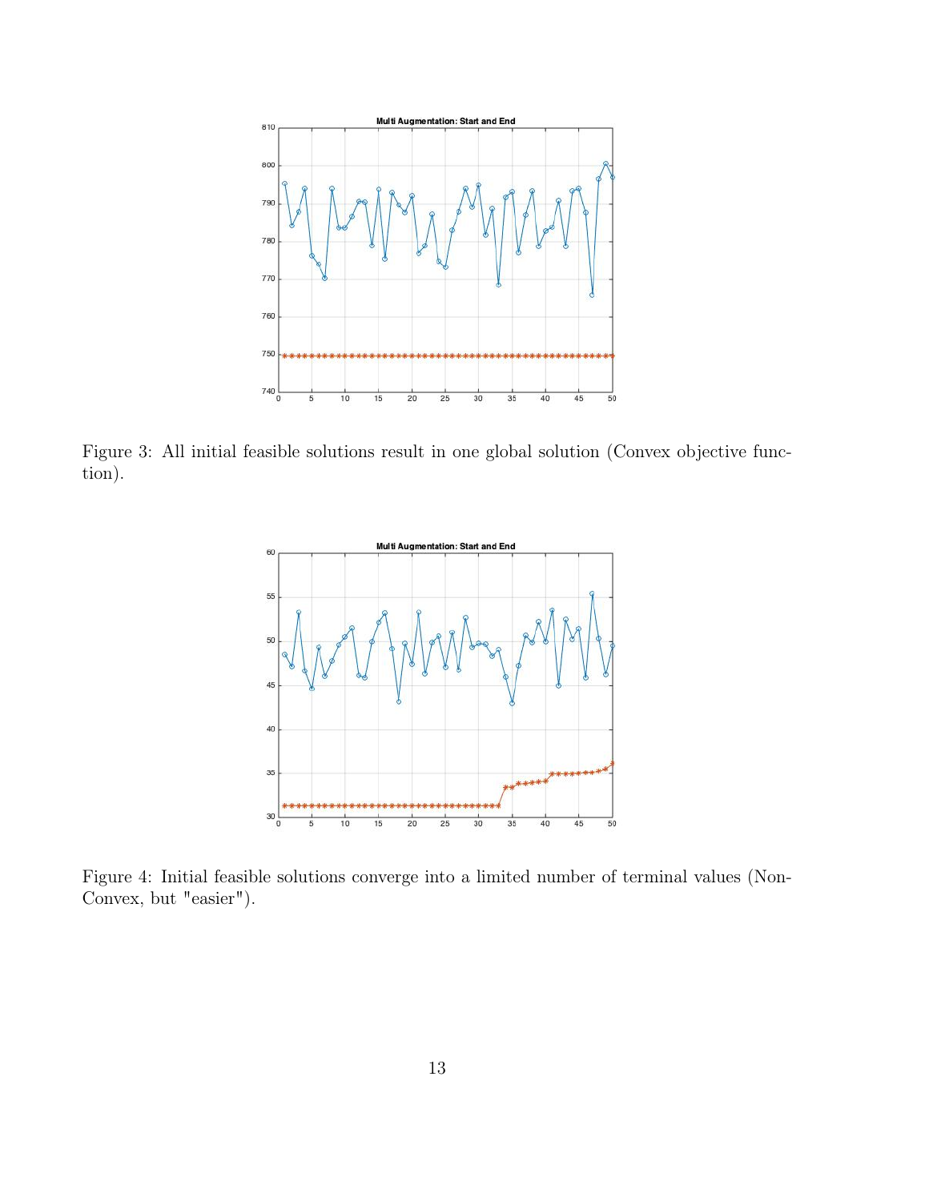Figure 3: All initial feasible solutions result in one global solution (Convex objective function).

Figure 4: Initial feasible solutions converge into a limited number of terminal values (Non-Convex, but "easier").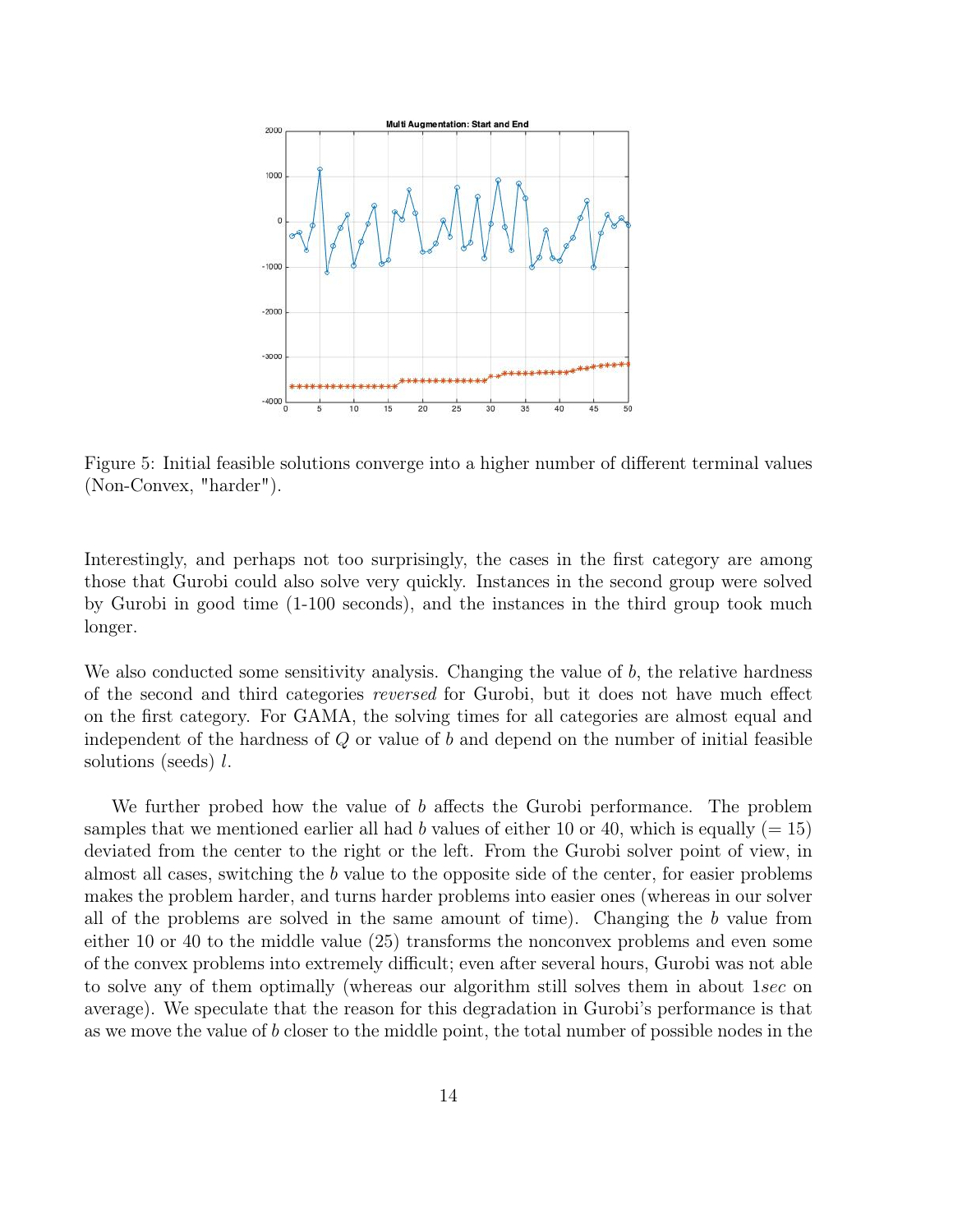Figure 5: Initial feasible solutions converge into a higher number of different terminal values (Non-Convex, "harder").

Interestingly, and perhaps not too surprisingly, the cases in the first category are among those that Gurobi could also solve very quickly. Instances in the second group were solved by Gurobi in good time (1-100 seconds), and the instances in the third group took much longer.

We also conducted some sensitivity analysis. Changing the value of $b$, the relative hardness of the second and third categories *reversed* for Gurobi, but it does not have much effect on the first category. For GAMA, the solving times for all categories are almost equal and independent of the hardness of $Q$ or value of $b$ and depend on the number of initial feasible solutions (seeds) $l$.

We further probed how the value of $b$ affects the Gurobi performance. The problem samples that we mentioned earlier all had $b$ values of either 10 or 40, which is equally ($= 15$) deviated from the center to the right or the left. From the Gurobi solver point of view, in almost all cases, switching the $b$ value to the opposite side of the center, for easier problems makes the problem harder, and turns harder problems into easier ones (whereas in our solver all of the problems are solved in the same amount of time). Changing the $b$ value from either 10 or 40 to the middle value (25) transforms the nonconvex problems and even some of the convex problems into extremely difficult; even after several hours, Gurobi was not able to solve any of them optimally (whereas our algorithm still solves them in about $1sec$ on average). We speculate that the reason for this degradation in Gurobi's performance is that as we move the value of $b$ closer to the middle point, the total number of possible nodes in the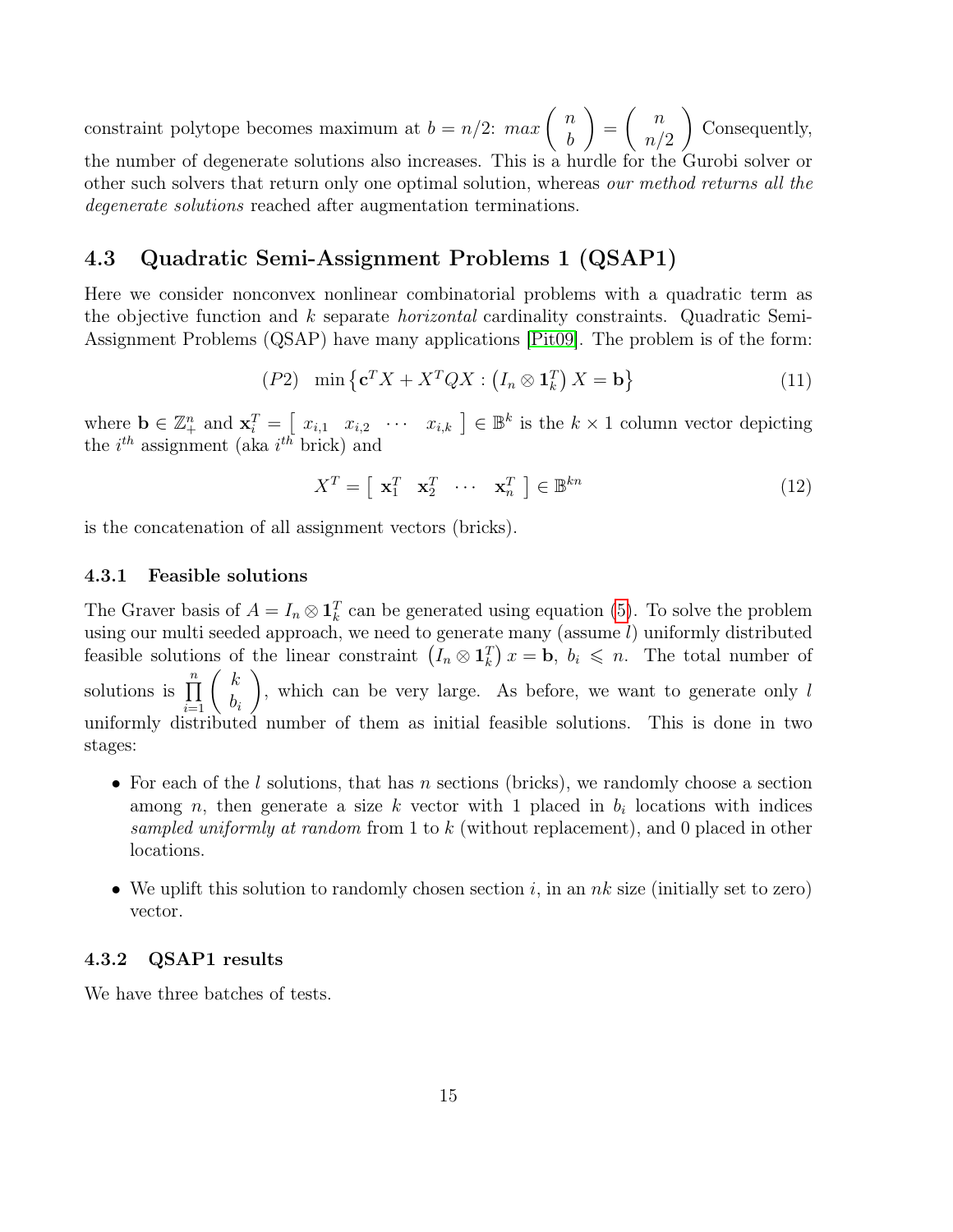constraint polytope becomes maximum at $b = n/2$: $max \begin{pmatrix} n \\ b \end{pmatrix} = \begin{pmatrix} n \\ n/2 \end{pmatrix}$ Consequently, the number of degenerate solutions also increases. This is a hurdle for the Gurobi solver or other such solvers that return only one optimal solution, whereas *our method returns all the degenerate solutions* reached after augmentation terminations.

## 4.3 Quadratic Semi-Assignment Problems 1 (QSAP1)

Here we consider nonconvex nonlinear combinatorial problems with a quadratic term as the objective function and $k$ separate *horizontal* cardinality constraints. Quadratic Semi-Assignment Problems (QSAP) have many applications [Pit09]. The problem is of the form:

$$(P2) \quad \min \left\{ \mathbf{c}^T X + X^T Q X : \left( I_n \otimes \mathbf{1}_k^T \right) X = \mathbf{b} \right\} \tag{11}$$

where $\mathbf{b} \in \mathbb{Z}_+^n$ and $\mathbf{x}_i^T = \left[ \begin{array}{cccc} x_{i,1} & x_{i,2} & \cdots & x_{i,k} \end{array} \right] \in \mathbb{B}^k$ is the $k \times 1$ column vector depicting the $i^{th}$ assignment (aka $i^{th}$ brick) and

$$X^T = \left[ \begin{array}{cccc} \mathbf{x}_1^T & \mathbf{x}_2^T & \cdots & \mathbf{x}_n^T \end{array} \right] \in \mathbb{B}^{kn} \tag{12}$$

is the concatenation of all assignment vectors (bricks).

### 4.3.1 Feasible solutions

The Graver basis of $A = I_n \otimes \mathbf{1}_k^T$ can be generated using equation (5). To solve the problem using our multi seeded approach, we need to generate many (assume $l$) uniformly distributed feasible solutions of the linear constraint $\left( I_n \otimes \mathbf{1}_k^T \right) x = \mathbf{b}$, $b_i \leqslant n$. The total number of solutions is $\prod_{i=1}^{n} \begin{pmatrix} k \\ b_i \end{pmatrix}$, which can be very large. As before, we want to generate only $l$ uniformly distributed number of them as initial feasible solutions. This is done in two stages:

- For each of the $l$ solutions, that has $n$ sections (bricks), we randomly choose a section among $n$, then generate a size $k$ vector with 1 placed in $b_i$ locations with indices *sampled uniformly at random* from 1 to $k$ (without replacement), and 0 placed in other locations.
- We uplift this solution to randomly chosen section $i$, in an $nk$ size (initially set to zero) vector.

### 4.3.2 QSAP1 results

We have three batches of tests.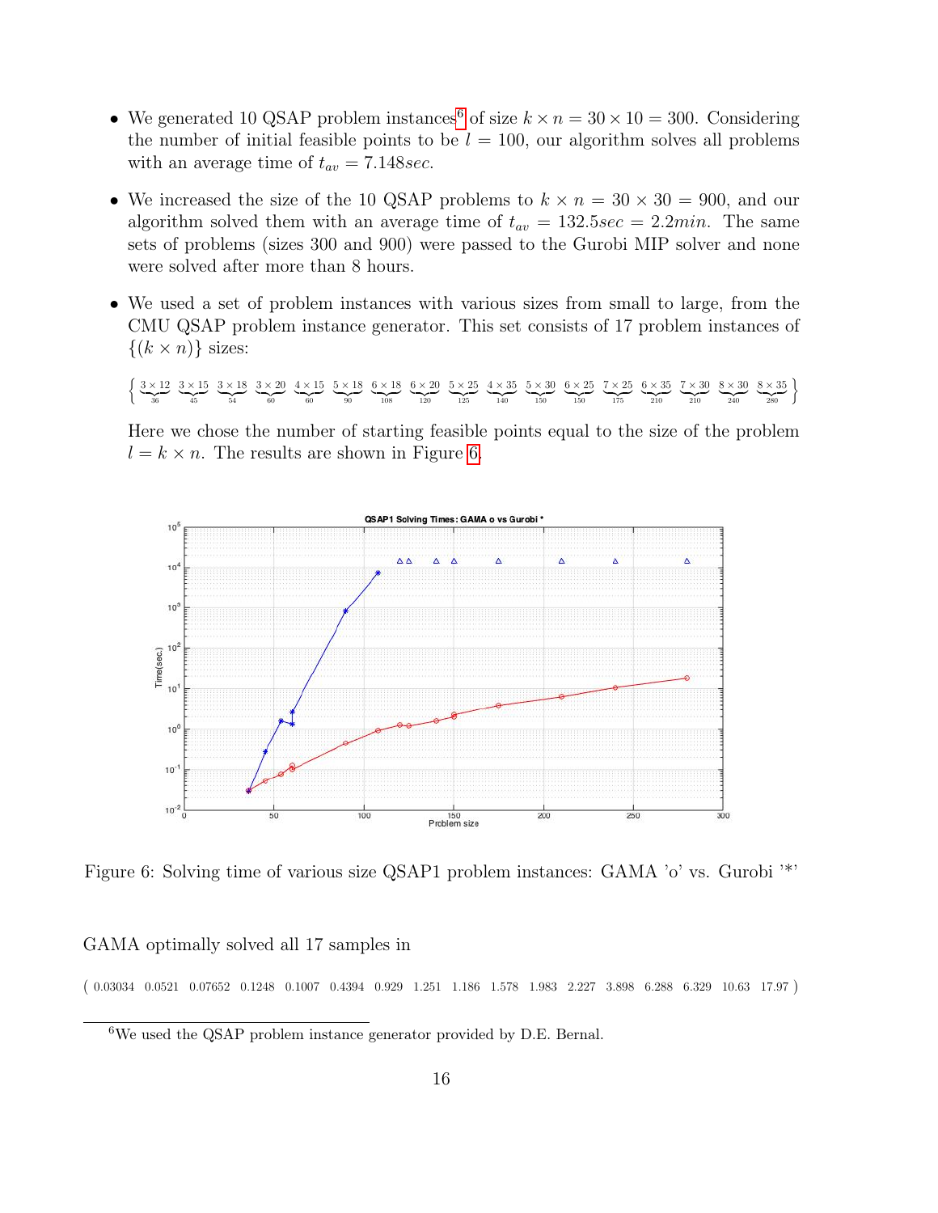- We generated 10 QSAP problem instances[6] of size $k \times n = 30 \times 10 = 300$. Considering the number of initial feasible points to be $l = 100$, our algorithm solves all problems with an average time of $t_{av} = 7.148 sec$.

- We increased the size of the 10 QSAP problems to $k \times n = 30 \times 30 = 900$, and our algorithm solved them with an average time of $t_{av} = 132.5 sec = 2.2 min$. The same sets of problems (sizes 300 and 900) were passed to the Gurobi MIP solver and none were solved after more than 8 hours.

- We used a set of problem instances with various sizes from small to large, from the CMU QSAP problem instance generator. This set consists of 17 problem instances of $\{(k \times n)\}$ sizes:

$$\left\{ \underbrace{3\times 12}_{36} \; \underbrace{3\times 15}_{45} \; \underbrace{3\times 18}_{54} \; \underbrace{3\times 20}_{60} \; \underbrace{4\times 15}_{60} \; \underbrace{5\times 18}_{90} \; \underbrace{6\times 18}_{108} \; \underbrace{6\times 20}_{120} \; \underbrace{5\times 25}_{125} \; \underbrace{4\times 35}_{140} \; \underbrace{5\times 30}_{150} \; \underbrace{6\times 25}_{150} \; \underbrace{7\times 25}_{175} \; \underbrace{6\times 35}_{210} \; \underbrace{7\times 30}_{210} \; \underbrace{8\times 30}_{240} \; \underbrace{8\times 35}_{280} \right\}$$

  Here we chose the number of starting feasible points equal to the size of the problem $l = k \times n$. The results are shown in Figure 6.

Figure 6: Solving time of various size QSAP1 problem instances: GAMA 'o' vs. Gurobi '*'

GAMA optimally solved all 17 samples in

$$(\; 0.03034 \;\; 0.0521 \;\; 0.07652 \;\; 0.1248 \;\; 0.1007 \;\; 0.4394 \;\; 0.929 \;\; 1.251 \;\; 1.186 \;\; 1.578 \;\; 1.983 \;\; 2.227 \;\; 3.898 \;\; 6.288 \;\; 6.329 \;\; 10.63 \;\; 17.97 \;)$$

[6] We used the QSAP problem instance generator provided by D.E. Bernal.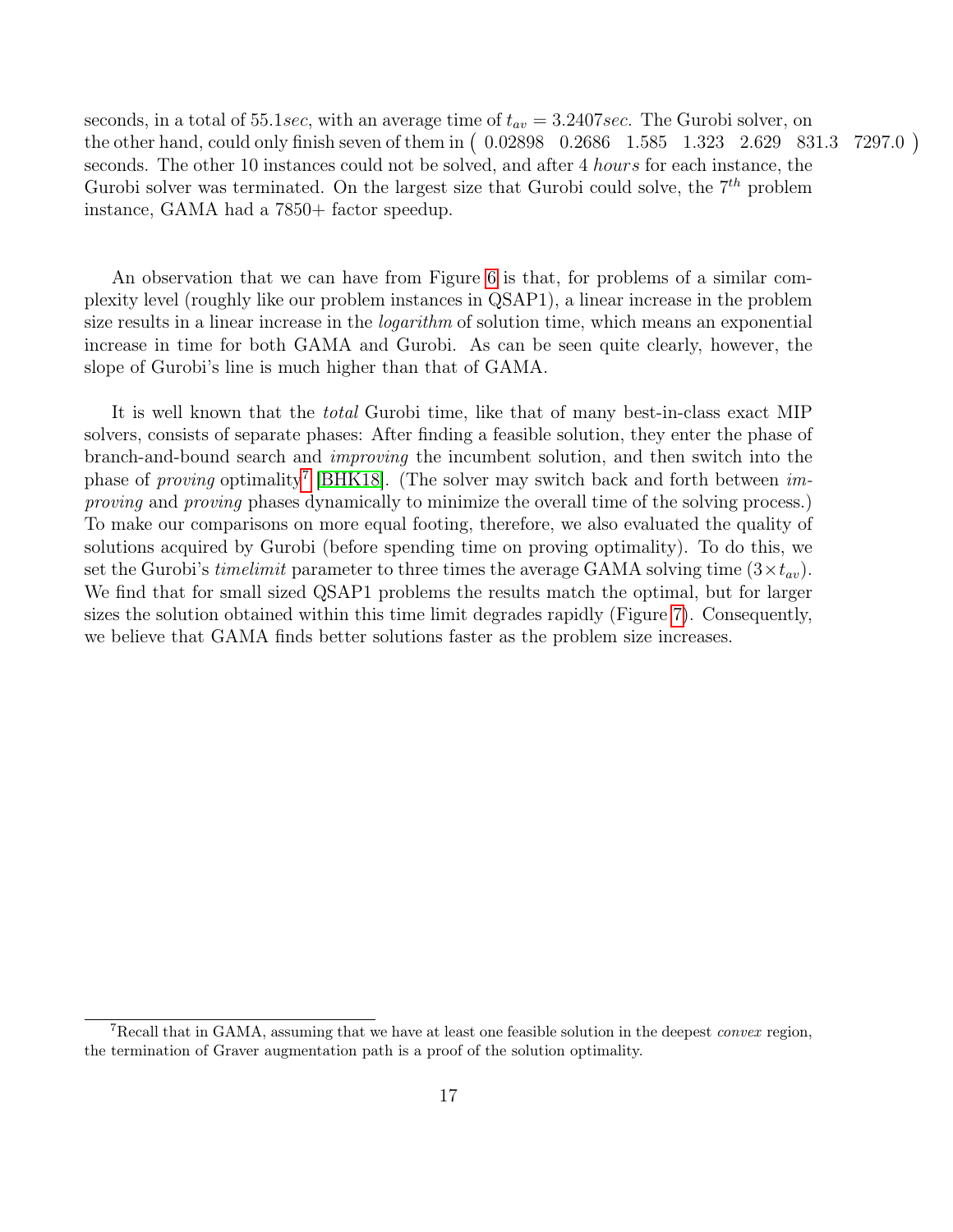seconds, in a total of $55.1sec$, with an average time of $t_{av} = 3.2407sec$. The Gurobi solver, on the other hand, could only finish seven of them in $\begin{pmatrix} 0.02898 & 0.2686 & 1.585 & 1.323 & 2.629 & 831.3 & 7297.0 \end{pmatrix}$ seconds. The other 10 instances could not be solved, and after 4 *hours* for each instance, the Gurobi solver was terminated. On the largest size that Gurobi could solve, the $7^{th}$ problem instance, GAMA had a 7850+ factor speedup.

An observation that we can have from Figure 6 is that, for problems of a similar complexity level (roughly like our problem instances in QSAP1), a linear increase in the problem size results in a linear increase in the *logarithm* of solution time, which means an exponential increase in time for both GAMA and Gurobi. As can be seen quite clearly, however, the slope of Gurobi's line is much higher than that of GAMA.

It is well known that the *total* Gurobi time, like that of many best-in-class exact MIP solvers, consists of separate phases: After finding a feasible solution, they enter the phase of branch-and-bound search and *improving* the incumbent solution, and then switch into the phase of *proving* optimality[7] [BHK18]. (The solver may switch back and forth between *improving* and *proving* phases dynamically to minimize the overall time of the solving process.) To make our comparisons on more equal footing, therefore, we also evaluated the quality of solutions acquired by Gurobi (before spending time on proving optimality). To do this, we set the Gurobi's *timelimit* parameter to three times the average GAMA solving time ($3 \times t_{av}$). We find that for small sized QSAP1 problems the results match the optimal, but for larger sizes the solution obtained within this time limit degrades rapidly (Figure 7). Consequently, we believe that GAMA finds better solutions faster as the problem size increases.

[7] Recall that in GAMA, assuming that we have at least one feasible solution in the deepest *convex* region, the termination of Graver augmentation path is a proof of the solution optimality.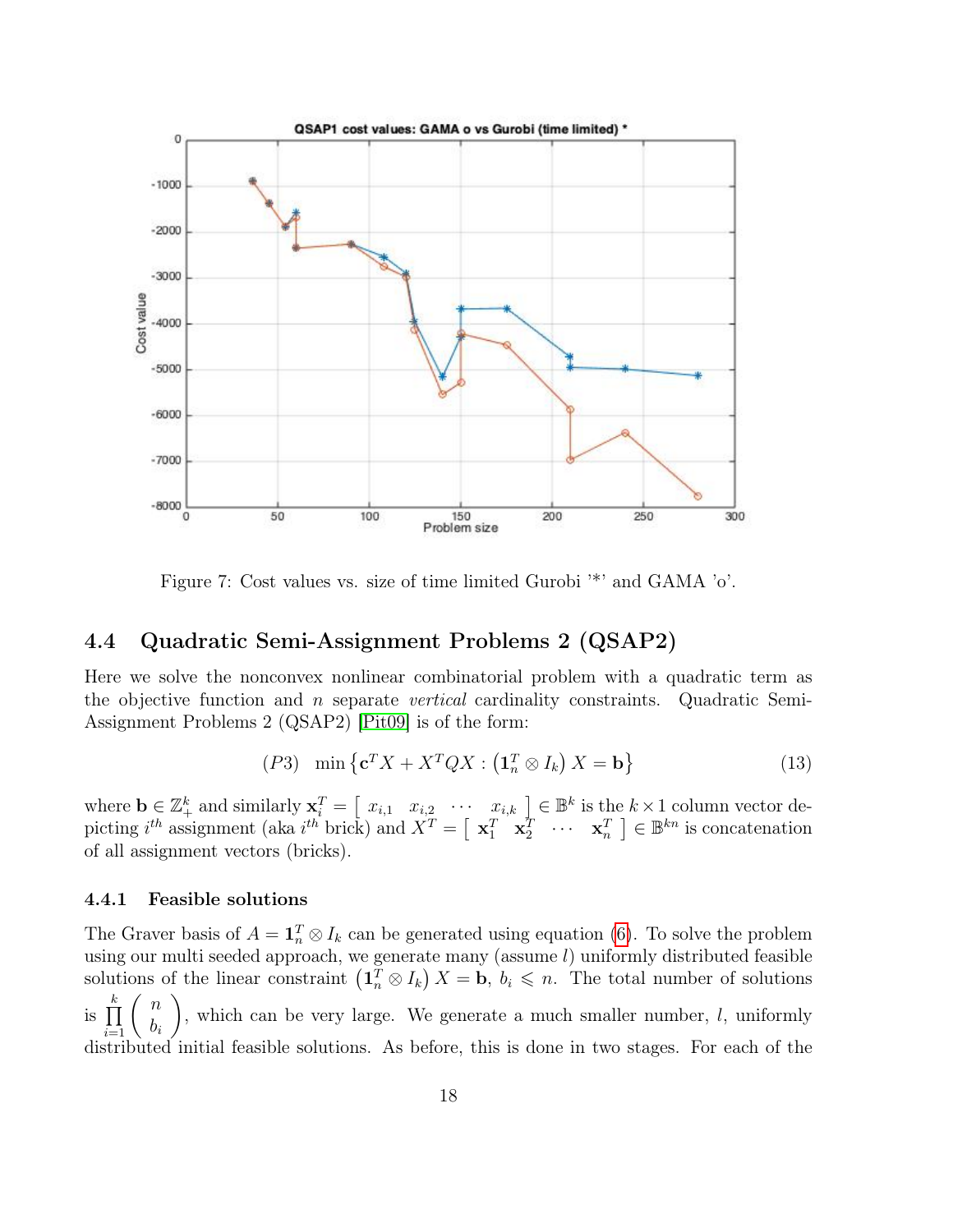Figure 7: Cost values vs. size of time limited Gurobi '*' and GAMA 'o'.

### 4.4 Quadratic Semi-Assignment Problems 2 (QSAP2)

Here we solve the nonconvex nonlinear combinatorial problem with a quadratic term as the objective function and $n$ separate *vertical* cardinality constraints. Quadratic Semi-Assignment Problems 2 (QSAP2) [Pit09] is of the form:

$$(P3) \quad \min \left\{ \mathbf{c}^T X + X^T Q X : \left( \mathbf{1}_n^T \otimes I_k \right) X = \mathbf{b} \right\} \tag{13}$$

where $\mathbf{b} \in \mathbb{Z}_+^k$ and similarly $\mathbf{x}_i^T = \left[ \begin{array}{cccc} x_{i,1} & x_{i,2} & \cdots & x_{i,k} \end{array} \right] \in \mathbb{B}^k$ is the $k \times 1$ column vector depicting $i^{th}$ assignment (aka $i^{th}$ brick) and $X^T = \left[ \begin{array}{cccc} \mathbf{x}_1^T & \mathbf{x}_2^T & \cdots & \mathbf{x}_n^T \end{array} \right] \in \mathbb{B}^{kn}$ is concatenation of all assignment vectors (bricks).

#### 4.4.1 Feasible solutions

The Graver basis of $A = \mathbf{1}_n^T \otimes I_k$ can be generated using equation (6). To solve the problem using our multi seeded approach, we generate many (assume $l$) uniformly distributed feasible solutions of the linear constraint $\left( \mathbf{1}_n^T \otimes I_k \right) X = \mathbf{b}$, $b_i \leqslant n$. The total number of solutions is $\prod_{i=1}^{k} \left( \begin{array}{c} n \\ b_i \end{array} \right)$, which can be very large. We generate a much smaller number, $l$, uniformly distributed initial feasible solutions. As before, this is done in two stages. For each of the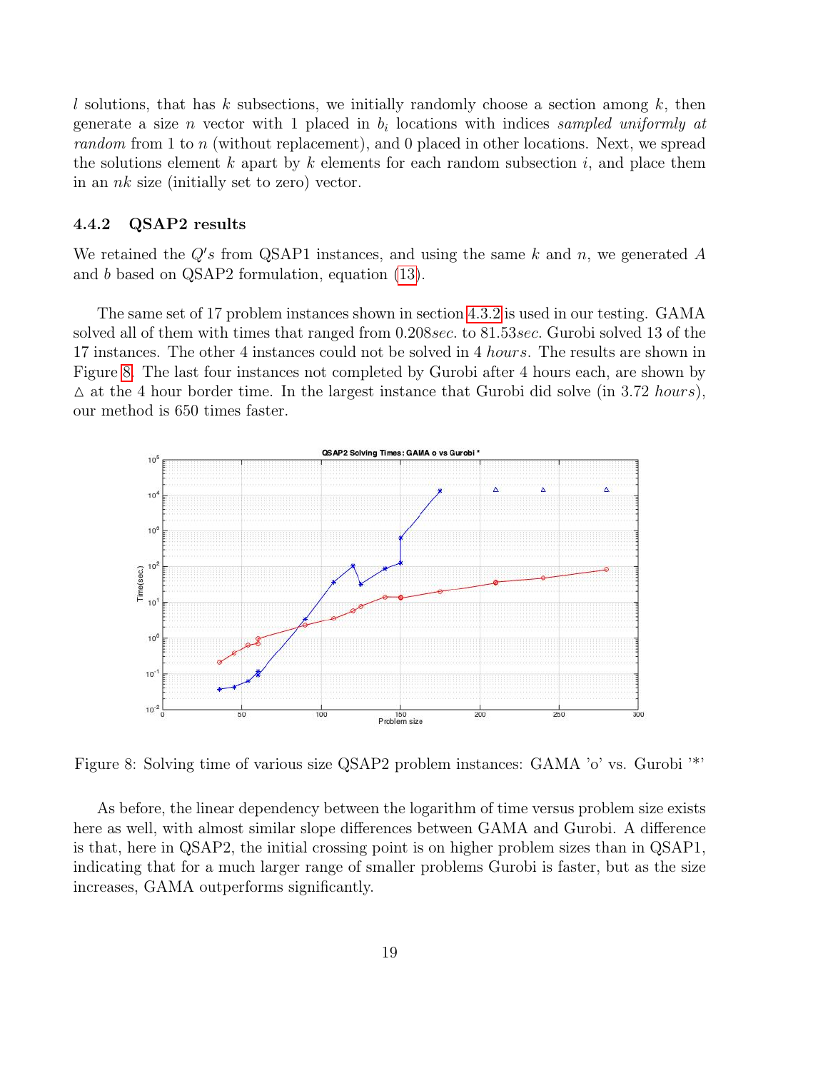$l$ solutions, that has $k$ subsections, we initially randomly choose a section among $k$, then generate a size $n$ vector with 1 placed in $b_i$ locations with indices *sampled uniformly at random* from 1 to $n$ (without replacement), and 0 placed in other locations. Next, we spread the solutions element $k$ apart by $k$ elements for each random subsection $i$, and place them in an $nk$ size (initially set to zero) vector.

### 4.4.2 QSAP2 results

We retained the $Q's$ from QSAP1 instances, and using the same $k$ and $n$, we generated $A$ and $b$ based on QSAP2 formulation, equation (13).

The same set of 17 problem instances shown in section 4.3.2 is used in our testing. GAMA solved all of them with times that ranged from 0.208*sec.* to 81.53*sec.* Gurobi solved 13 of the 17 instances. The other 4 instances could not be solved in 4 *hours*. The results are shown in Figure 8. The last four instances not completed by Gurobi after 4 hours each, are shown by $\triangle$ at the 4 hour border time. In the largest instance that Gurobi did solve (in 3.72 *hours*), our method is 650 times faster.

Figure 8: Solving time of various size QSAP2 problem instances: GAMA 'o' vs. Gurobi '*'

As before, the linear dependency between the logarithm of time versus problem size exists here as well, with almost similar slope differences between GAMA and Gurobi. A difference is that, here in QSAP2, the initial crossing point is on higher problem sizes than in QSAP1, indicating that for a much larger range of smaller problems Gurobi is faster, but as the size increases, GAMA outperforms significantly.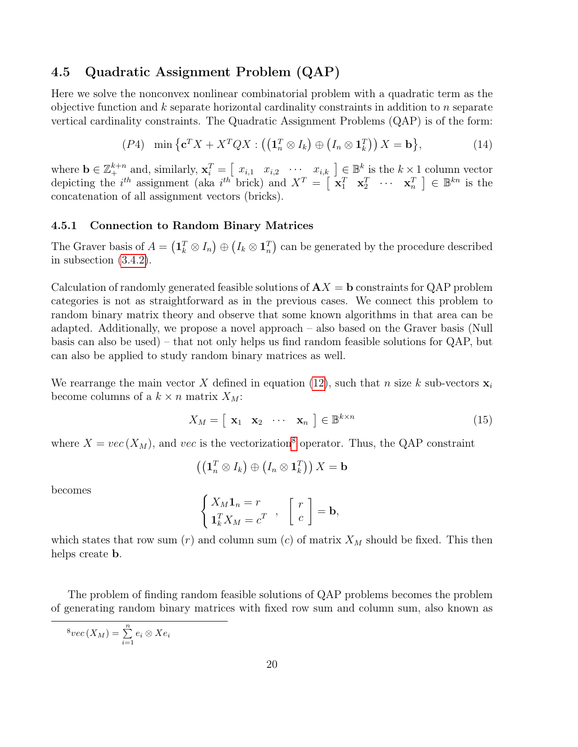## 4.5 Quadratic Assignment Problem (QAP)

Here we solve the nonconvex nonlinear combinatorial problem with a quadratic term as the objective function and $k$ separate horizontal cardinality constraints in addition to $n$ separate vertical cardinality constraints. The Quadratic Assignment Problems (QAP) is of the form:

$$(P4) \quad \min\left\{\mathbf{c}^T X + X^T Q X : \left(\left(\mathbf{1}_n^T \otimes I_k\right) \oplus \left(I_n \otimes \mathbf{1}_k^T\right)\right) X = \mathbf{b}\right\}, \tag{14}$$

where $\mathbf{b} \in \mathbb{Z}_+^{k+n}$ and, similarly, $\mathbf{x}_i^T = \left[\begin{array}{cccc} x_{i,1} & x_{i,2} & \cdots & x_{i,k} \end{array}\right] \in \mathbb{B}^k$ is the $k \times 1$ column vector depicting the $i^{th}$ assignment (aka $i^{th}$ brick) and $X^T = \left[\begin{array}{cccc} \mathbf{x}_1^T & \mathbf{x}_2^T & \cdots & \mathbf{x}_n^T \end{array}\right] \in \mathbb{B}^{kn}$ is the concatenation of all assignment vectors (bricks).

### 4.5.1 Connection to Random Binary Matrices

The Graver basis of $A = \left(\mathbf{1}_k^T \otimes I_n\right) \oplus \left(I_k \otimes \mathbf{1}_n^T\right)$ can be generated by the procedure described in subsection (3.4.2).

Calculation of randomly generated feasible solutions of $\mathbf{A}X = \mathbf{b}$ constraints for QAP problem categories is not as straightforward as in the previous cases. We connect this problem to random binary matrix theory and observe that some known algorithms in that area can be adapted. Additionally, we propose a novel approach – also based on the Graver basis (Null basis can also be used) – that not only helps us find random feasible solutions for QAP, but can also be applied to study random binary matrices as well.

We rearrange the main vector $X$ defined in equation (12), such that $n$ size $k$ sub-vectors $\mathbf{x}_i$ become columns of a $k \times n$ matrix $X_M$:

$$X_M = \left[\begin{array}{cccc} \mathbf{x}_1 & \mathbf{x}_2 & \cdots & \mathbf{x}_n \end{array}\right] \in \mathbb{B}^{k \times n} \tag{15}$$

where $X = vec\left(X_M\right)$, and $vec$ is the vectorization[8] operator. Thus, the QAP constraint

$$\left(\left(\mathbf{1}_n^T \otimes I_k\right) \oplus \left(I_n \otimes \mathbf{1}_k^T\right)\right) X = \mathbf{b}$$

becomes

$$\begin{cases} X_M \mathbf{1}_n = r \\ \mathbf{1}_k^T X_M = c^T \end{cases}, \quad \left[\begin{array}{c} r \\ c \end{array}\right] = \mathbf{b},$$

which states that row sum ($r$) and column sum ($c$) of matrix $X_M$ should be fixed. This then helps create $\mathbf{b}$.

The problem of finding random feasible solutions of QAP problems becomes the problem of generating random binary matrices with fixed row sum and column sum, also known as

[8] $vec\left(X_M\right) = \sum_{i=1}^{n} e_i \otimes X e_i$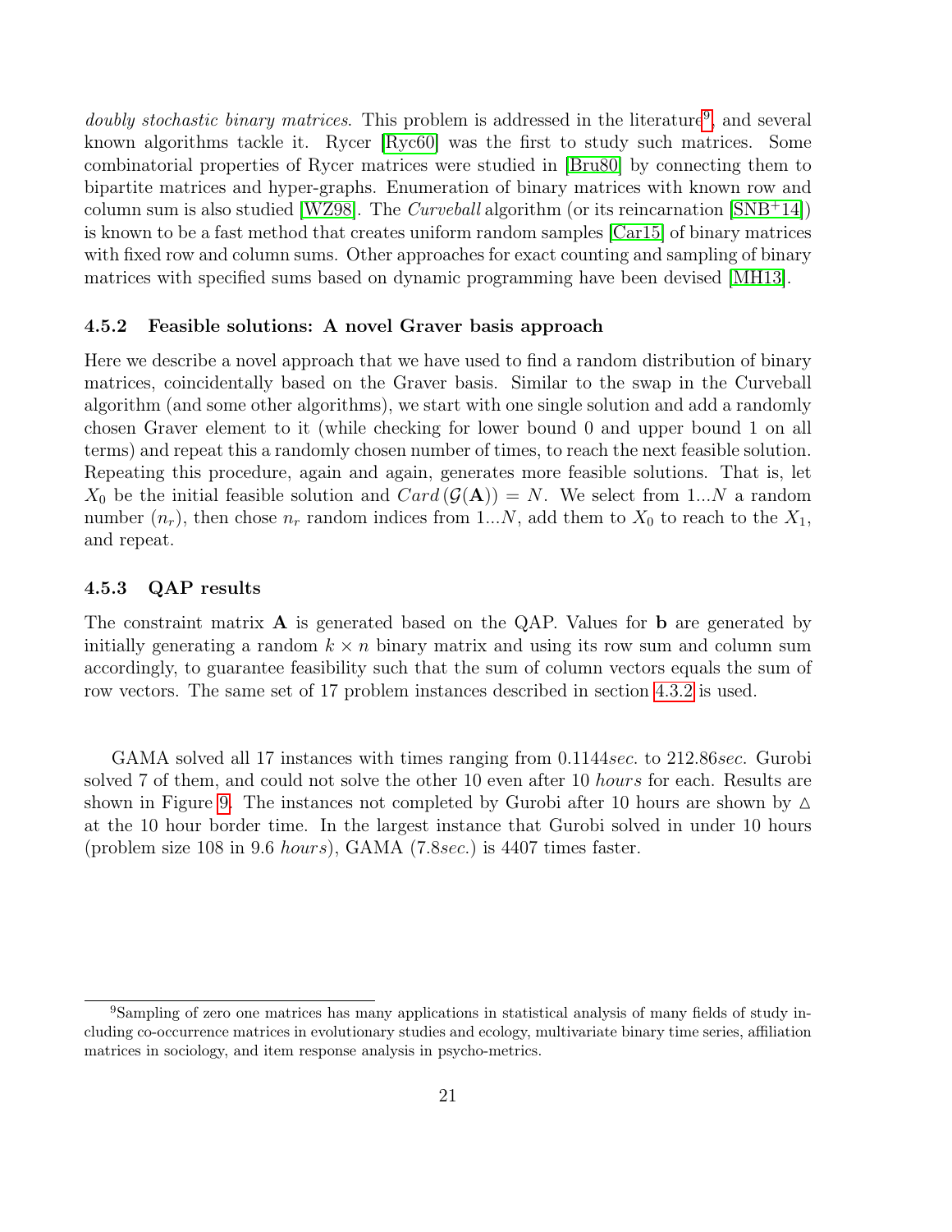*doubly stochastic binary matrices*. This problem is addressed in the literature[9], and several known algorithms tackle it. Rycer [Ryc60] was the first to study such matrices. Some combinatorial properties of Rycer matrices were studied in [Bru80] by connecting them to bipartite matrices and hyper-graphs. Enumeration of binary matrices with known row and column sum is also studied [WZ98]. The *Curveball* algorithm (or its reincarnation [SNB+14]) is known to be a fast method that creates uniform random samples [Car15] of binary matrices with fixed row and column sums. Other approaches for exact counting and sampling of binary matrices with specified sums based on dynamic programming have been devised [MH13].

### 4.5.2 Feasible solutions: A novel Graver basis approach

Here we describe a novel approach that we have used to find a random distribution of binary matrices, coincidentally based on the Graver basis. Similar to the swap in the Curveball algorithm (and some other algorithms), we start with one single solution and add a randomly chosen Graver element to it (while checking for lower bound 0 and upper bound 1 on all terms) and repeat this a randomly chosen number of times, to reach the next feasible solution. Repeating this procedure, again and again, generates more feasible solutions. That is, let $X_0$ be the initial feasible solution and $Card\left(\mathcal{G}(\mathbf{A})\right) = N$. We select from $1...N$ a random number $(n_r)$, then chose $n_r$ random indices from $1...N$, add them to $X_0$ to reach to the $X_1$, and repeat.

### 4.5.3 QAP results

The constraint matrix $\mathbf{A}$ is generated based on the QAP. Values for $\mathbf{b}$ are generated by initially generating a random $k \times n$ binary matrix and using its row sum and column sum accordingly, to guarantee feasibility such that the sum of column vectors equals the sum of row vectors. The same set of 17 problem instances described in section 4.3.2 is used.

GAMA solved all 17 instances with times ranging from $0.1144 sec.$ to $212.86 sec.$ Gurobi solved 7 of them, and could not solve the other 10 even after 10 *hours* for each. Results are shown in Figure 9. The instances not completed by Gurobi after 10 hours are shown by $\triangle$ at the 10 hour border time. In the largest instance that Gurobi solved in under 10 hours (problem size 108 in 9.6 *hours*), GAMA ($7.8 sec.$) is 4407 times faster.

[9] Sampling of zero one matrices has many applications in statistical analysis of many fields of study including co-occurrence matrices in evolutionary studies and ecology, multivariate binary time series, affiliation matrices in sociology, and item response analysis in psycho-metrics.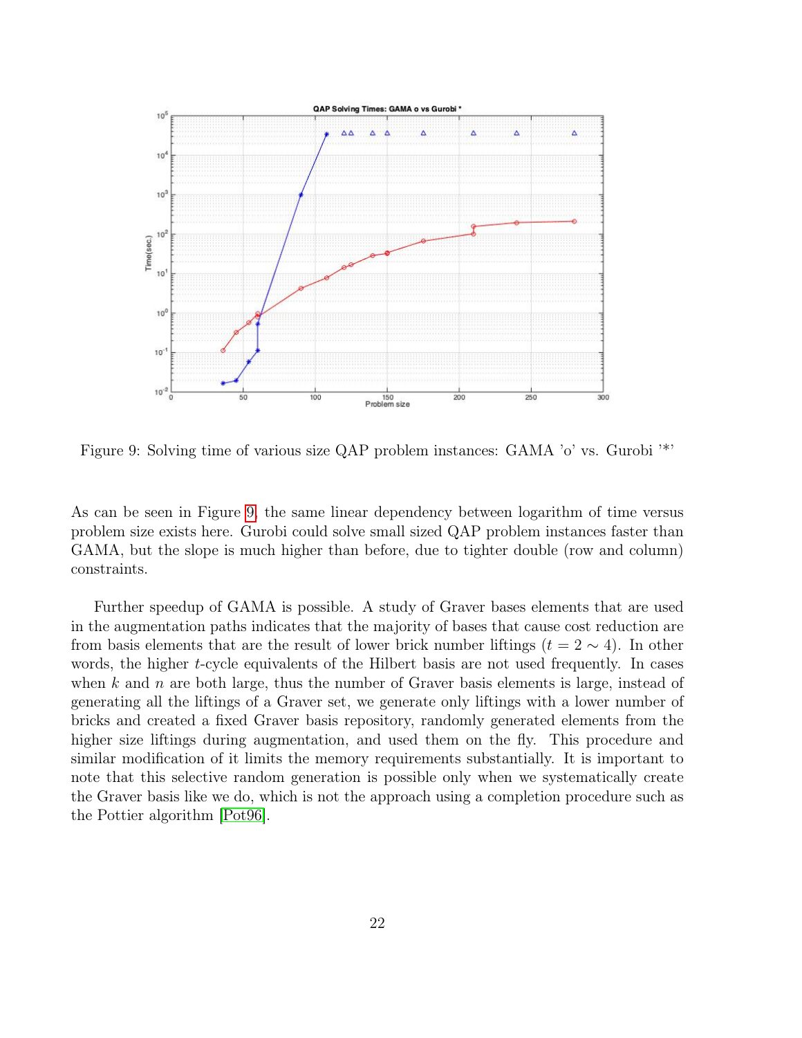Figure 9: Solving time of various size QAP problem instances: GAMA 'o' vs. Gurobi '*'

As can be seen in Figure 9, the same linear dependency between logarithm of time versus problem size exists here. Gurobi could solve small sized QAP problem instances faster than GAMA, but the slope is much higher than before, due to tighter double (row and column) constraints.

Further speedup of GAMA is possible. A study of Graver bases elements that are used in the augmentation paths indicates that the majority of bases that cause cost reduction are from basis elements that are the result of lower brick number liftings ($t = 2 \sim 4$). In other words, the higher $t$-cycle equivalents of the Hilbert basis are not used frequently. In cases when $k$ and $n$ are both large, thus the number of Graver basis elements is large, instead of generating all the liftings of a Graver set, we generate only liftings with a lower number of bricks and created a fixed Graver basis repository, randomly generated elements from the higher size liftings during augmentation, and used them on the fly. This procedure and similar modification of it limits the memory requirements substantially. It is important to note that this selective random generation is possible only when we systematically create the Graver basis like we do, which is not the approach using a completion procedure such as the Pottier algorithm [Pot96].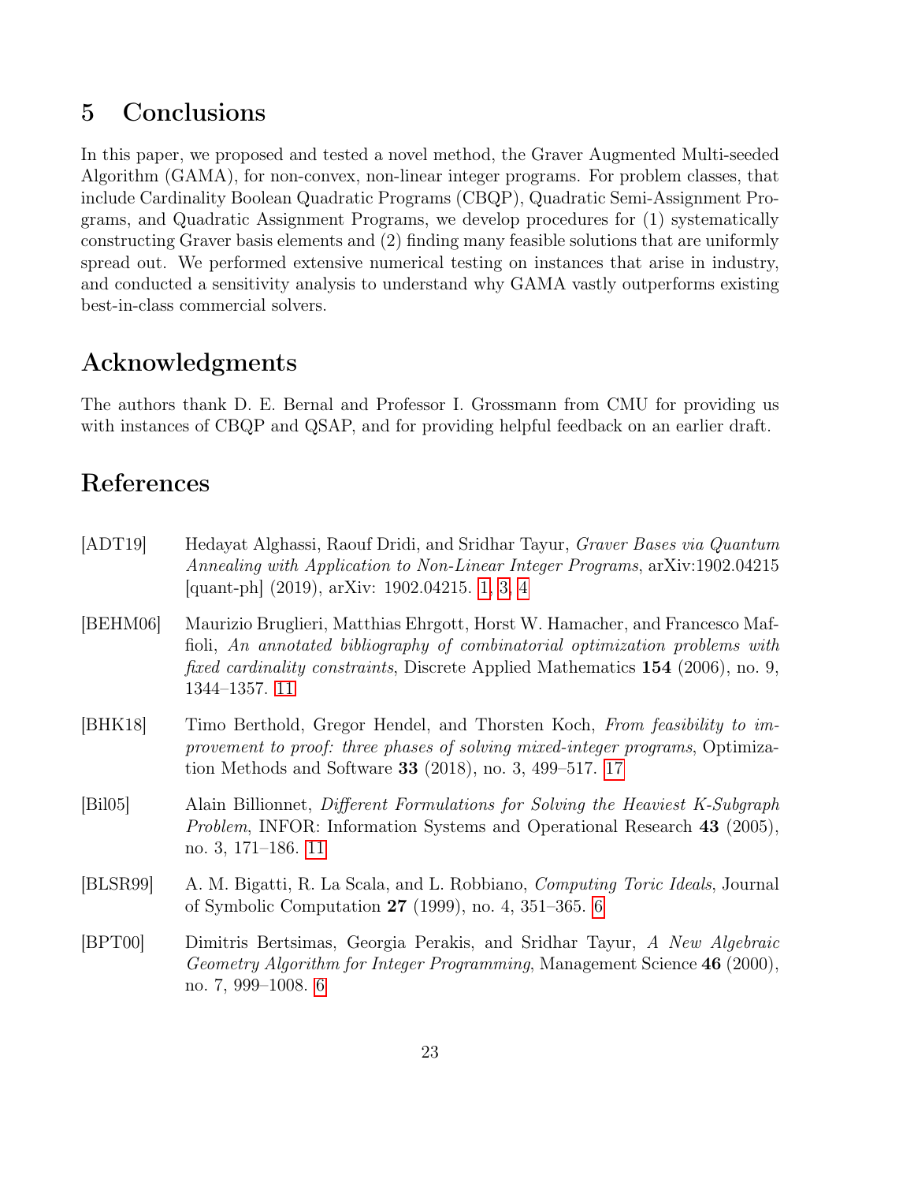## 5 Conclusions

In this paper, we proposed and tested a novel method, the Graver Augmented Multi-seeded Algorithm (GAMA), for non-convex, non-linear integer programs. For problem classes, that include Cardinality Boolean Quadratic Programs (CBQP), Quadratic Semi-Assignment Programs, and Quadratic Assignment Programs, we develop procedures for (1) systematically constructing Graver basis elements and (2) finding many feasible solutions that are uniformly spread out. We performed extensive numerical testing on instances that arise in industry, and conducted a sensitivity analysis to understand why GAMA vastly outperforms existing best-in-class commercial solvers.

## Acknowledgments

The authors thank D. E. Bernal and Professor I. Grossmann from CMU for providing us with instances of CBQP and QSAP, and for providing helpful feedback on an earlier draft.

## References

[ADT19] Hedayat Alghassi, Raouf Dridi, and Sridhar Tayur, *Graver Bases via Quantum Annealing with Application to Non-Linear Integer Programs*, arXiv:1902.04215 [quant-ph] (2019), arXiv: 1902.04215. 1, 3, 4

[BEHM06] Maurizio Bruglieri, Matthias Ehrgott, Horst W. Hamacher, and Francesco Maffioli, *An annotated bibliography of combinatorial optimization problems with fixed cardinality constraints*, Discrete Applied Mathematics **154** (2006), no. 9, 1344–1357. 11

[BHK18] Timo Berthold, Gregor Hendel, and Thorsten Koch, *From feasibility to improvement to proof: three phases of solving mixed-integer programs*, Optimization Methods and Software **33** (2018), no. 3, 499–517. 17

[Bil05] Alain Billionnet, *Different Formulations for Solving the Heaviest K-Subgraph Problem*, INFOR: Information Systems and Operational Research **43** (2005), no. 3, 171–186. 11

[BLSR99] A. M. Bigatti, R. La Scala, and L. Robbiano, *Computing Toric Ideals*, Journal of Symbolic Computation **27** (1999), no. 4, 351–365. 6

[BPT00] Dimitris Bertsimas, Georgia Perakis, and Sridhar Tayur, *A New Algebraic Geometry Algorithm for Integer Programming*, Management Science **46** (2000), no. 7, 999–1008. 6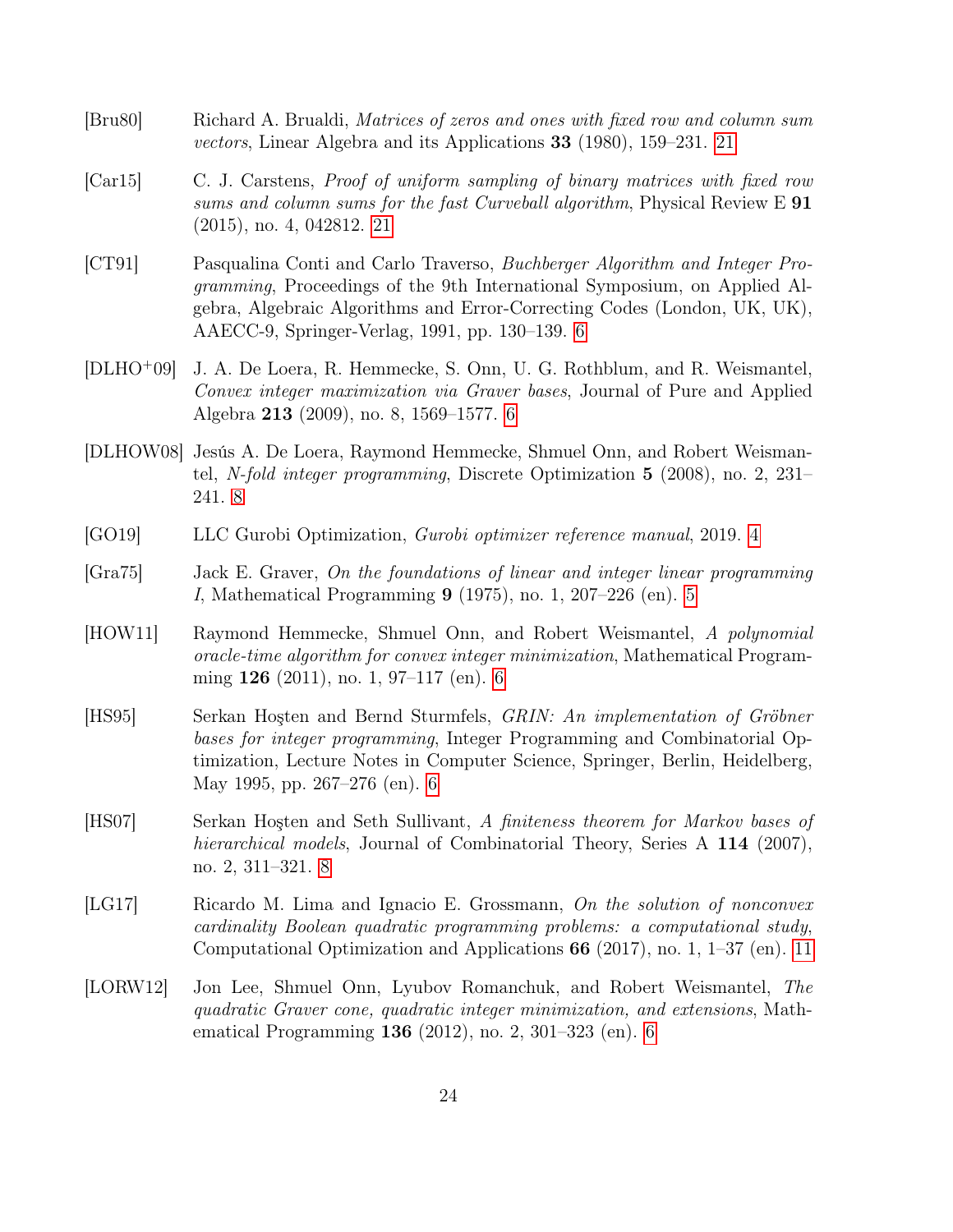[Bru80] Richard A. Brualdi, *Matrices of zeros and ones with fixed row and column sum vectors*, Linear Algebra and its Applications **33** (1980), 159–231. 21

[Car15] C. J. Carstens, *Proof of uniform sampling of binary matrices with fixed row sums and column sums for the fast Curveball algorithm*, Physical Review E **91** (2015), no. 4, 042812. 21

[CT91] Pasqualina Conti and Carlo Traverso, *Buchberger Algorithm and Integer Programming*, Proceedings of the 9th International Symposium, on Applied Algebra, Algebraic Algorithms and Error-Correcting Codes (London, UK, UK), AAECC-9, Springer-Verlag, 1991, pp. 130–139. 6

[DLHO+09] J. A. De Loera, R. Hemmecke, S. Onn, U. G. Rothblum, and R. Weismantel, *Convex integer maximization via Graver bases*, Journal of Pure and Applied Algebra **213** (2009), no. 8, 1569–1577. 6

[DLHOW08] Jesús A. De Loera, Raymond Hemmecke, Shmuel Onn, and Robert Weismantel, *N-fold integer programming*, Discrete Optimization **5** (2008), no. 2, 231–241. 8

[GO19] LLC Gurobi Optimization, *Gurobi optimizer reference manual*, 2019. 4

[Gra75] Jack E. Graver, *On the foundations of linear and integer linear programming I*, Mathematical Programming **9** (1975), no. 1, 207–226 (en). 5

[HOW11] Raymond Hemmecke, Shmuel Onn, and Robert Weismantel, *A polynomial oracle-time algorithm for convex integer minimization*, Mathematical Programming **126** (2011), no. 1, 97–117 (en). 6

[HS95] Serkan Hoşten and Bernd Sturmfels, *GRIN: An implementation of Gröbner bases for integer programming*, Integer Programming and Combinatorial Optimization, Lecture Notes in Computer Science, Springer, Berlin, Heidelberg, May 1995, pp. 267–276 (en). 6

[HS07] Serkan Hoşten and Seth Sullivant, *A finiteness theorem for Markov bases of hierarchical models*, Journal of Combinatorial Theory, Series A **114** (2007), no. 2, 311–321. 8

[LG17] Ricardo M. Lima and Ignacio E. Grossmann, *On the solution of nonconvex cardinality Boolean quadratic programming problems: a computational study*, Computational Optimization and Applications **66** (2017), no. 1, 1–37 (en). 11

[LORW12] Jon Lee, Shmuel Onn, Lyubov Romanchuk, and Robert Weismantel, *The quadratic Graver cone, quadratic integer minimization, and extensions*, Mathematical Programming **136** (2012), no. 2, 301–323 (en). 6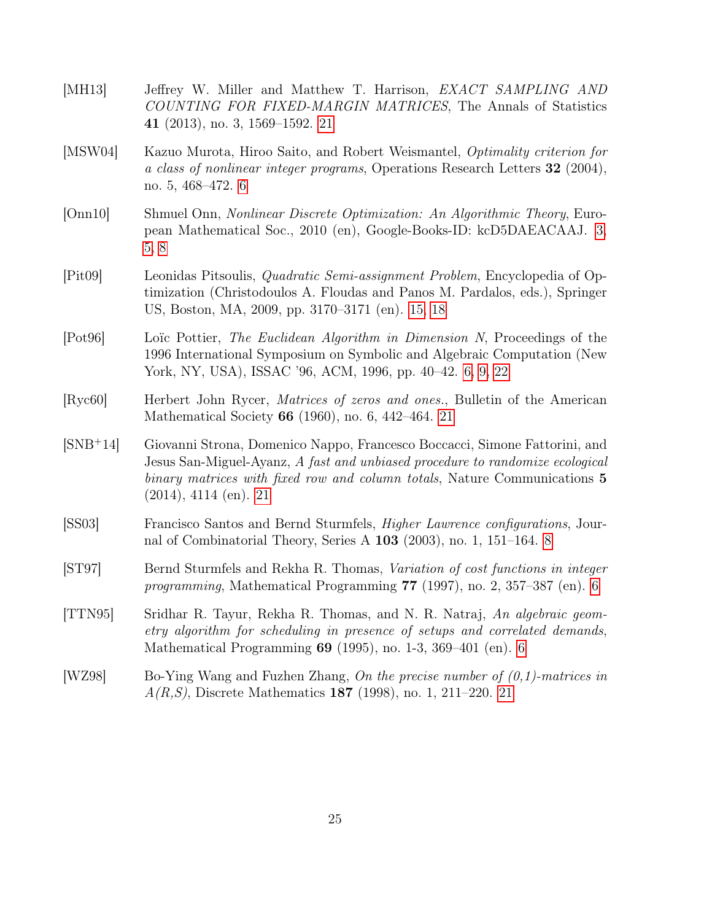[MH13] Jeffrey W. Miller and Matthew T. Harrison, *EXACT SAMPLING AND COUNTING FOR FIXED-MARGIN MATRICES*, The Annals of Statistics **41** (2013), no. 3, 1569–1592. 21

[MSW04] Kazuo Murota, Hiroo Saito, and Robert Weismantel, *Optimality criterion for a class of nonlinear integer programs*, Operations Research Letters **32** (2004), no. 5, 468–472. 6

[Onn10] Shmuel Onn, *Nonlinear Discrete Optimization: An Algorithmic Theory*, European Mathematical Soc., 2010 (en), Google-Books-ID: kcD5DAEACAAJ. 3, 5, 8

[Pit09] Leonidas Pitsoulis, *Quadratic Semi-assignment Problem*, Encyclopedia of Optimization (Christodoulos A. Floudas and Panos M. Pardalos, eds.), Springer US, Boston, MA, 2009, pp. 3170–3171 (en). 15, 18

[Pot96] Loïc Pottier, *The Euclidean Algorithm in Dimension N*, Proceedings of the 1996 International Symposium on Symbolic and Algebraic Computation (New York, NY, USA), ISSAC '96, ACM, 1996, pp. 40–42. 6, 9, 22

[Ryc60] Herbert John Rycer, *Matrices of zeros and ones.*, Bulletin of the American Mathematical Society **66** (1960), no. 6, 442–464. 21

[SNB+14] Giovanni Strona, Domenico Nappo, Francesco Boccacci, Simone Fattorini, and Jesus San-Miguel-Ayanz, *A fast and unbiased procedure to randomize ecological binary matrices with fixed row and column totals*, Nature Communications **5** (2014), 4114 (en). 21

[SS03] Francisco Santos and Bernd Sturmfels, *Higher Lawrence configurations*, Journal of Combinatorial Theory, Series A **103** (2003), no. 1, 151–164. 8

[ST97] Bernd Sturmfels and Rekha R. Thomas, *Variation of cost functions in integer programming*, Mathematical Programming **77** (1997), no. 2, 357–387 (en). 6

[TTN95] Sridhar R. Tayur, Rekha R. Thomas, and N. R. Natraj, *An algebraic geometry algorithm for scheduling in presence of setups and correlated demands*, Mathematical Programming **69** (1995), no. 1-3, 369–401 (en). 6

[WZ98] Bo-Ying Wang and Fuzhen Zhang, *On the precise number of (0,1)-matrices in A(R,S)*, Discrete Mathematics **187** (1998), no. 1, 211–220. 21